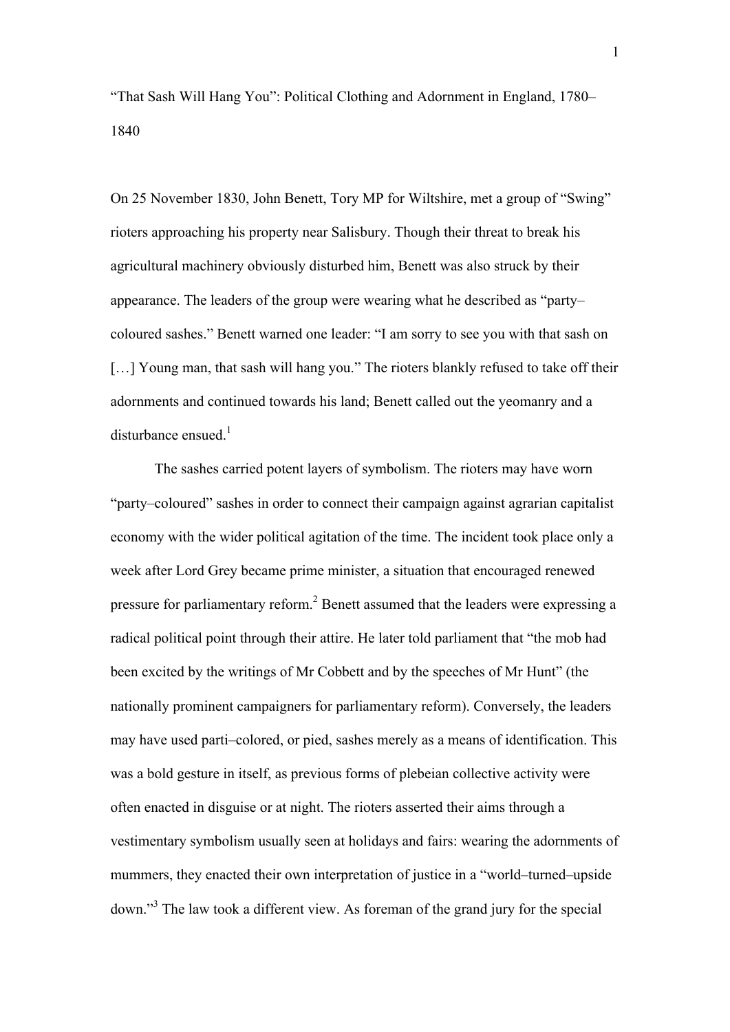# "That Sash Will Hang You": Political Clothing and Adornment in England, 1780–1840

On 25 November 1830, John Benett, Tory MP for Wiltshire, met a group of "Swing" rioters approaching his property near Salisbury. Though their threat to break his agricultural machinery obviously disturbed him, Benett was also struck by their appearance. The leaders of the group were wearing what he described as "party–coloured sashes." Benett warned one leader: "I am sorry to see you with that sash on […] Young man, that sash will hang you." The rioters blankly refused to take off their adornments and continued towards his land; Benett called out the yeomanry and a disturbance ensued.[1]

The sashes carried potent layers of symbolism. The rioters may have worn "party–coloured" sashes in order to connect their campaign against agrarian capitalist economy with the wider political agitation of the time. The incident took place only a week after Lord Grey became prime minister, a situation that encouraged renewed pressure for parliamentary reform.[2] Benett assumed that the leaders were expressing a radical political point through their attire. He later told parliament that "the mob had been excited by the writings of Mr Cobbett and by the speeches of Mr Hunt" (the nationally prominent campaigners for parliamentary reform). Conversely, the leaders may have used parti–colored, or pied, sashes merely as a means of identification. This was a bold gesture in itself, as previous forms of plebeian collective activity were often enacted in disguise or at night. The rioters asserted their aims through a vestimentary symbolism usually seen at holidays and fairs: wearing the adornments of mummers, they enacted their own interpretation of justice in a "world–turned–upside down."[3] The law took a different view. As foreman of the grand jury for the special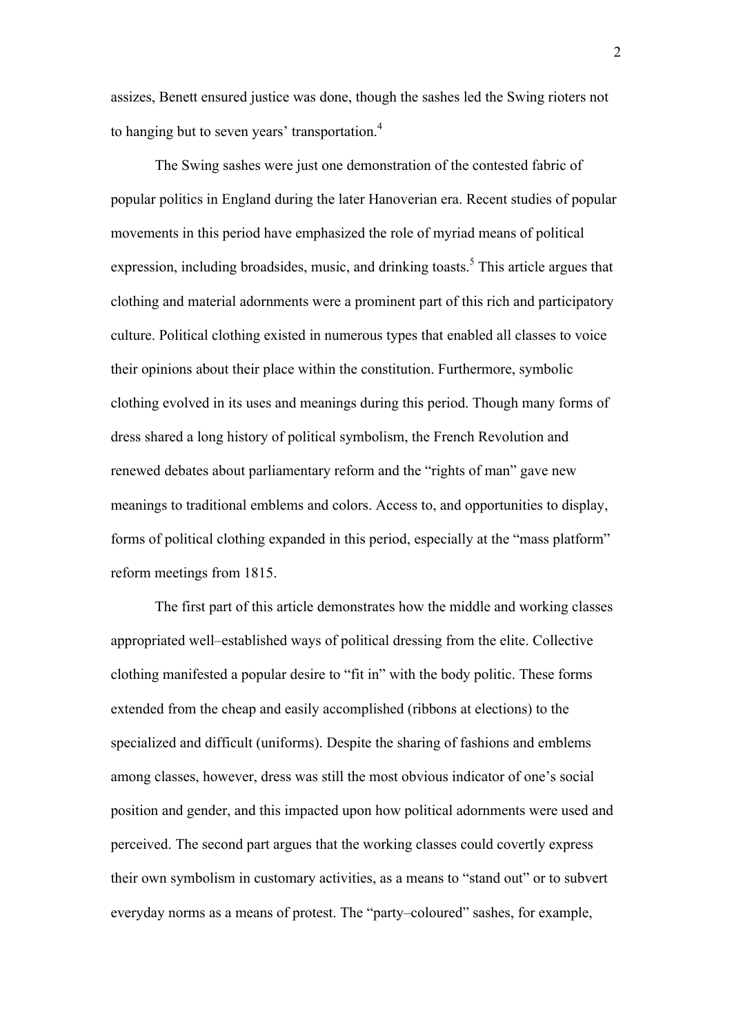assizes, Benett ensured justice was done, though the sashes led the Swing rioters not to hanging but to seven years' transportation.[4]

The Swing sashes were just one demonstration of the contested fabric of popular politics in England during the later Hanoverian era. Recent studies of popular movements in this period have emphasized the role of myriad means of political expression, including broadsides, music, and drinking toasts.[5] This article argues that clothing and material adornments were a prominent part of this rich and participatory culture. Political clothing existed in numerous types that enabled all classes to voice their opinions about their place within the constitution. Furthermore, symbolic clothing evolved in its uses and meanings during this period. Though many forms of dress shared a long history of political symbolism, the French Revolution and renewed debates about parliamentary reform and the "rights of man" gave new meanings to traditional emblems and colors. Access to, and opportunities to display, forms of political clothing expanded in this period, especially at the "mass platform" reform meetings from 1815.

The first part of this article demonstrates how the middle and working classes appropriated well–established ways of political dressing from the elite. Collective clothing manifested a popular desire to "fit in" with the body politic. These forms extended from the cheap and easily accomplished (ribbons at elections) to the specialized and difficult (uniforms). Despite the sharing of fashions and emblems among classes, however, dress was still the most obvious indicator of one's social position and gender, and this impacted upon how political adornments were used and perceived. The second part argues that the working classes could covertly express their own symbolism in customary activities, as a means to "stand out" or to subvert everyday norms as a means of protest. The "party–coloured" sashes, for example,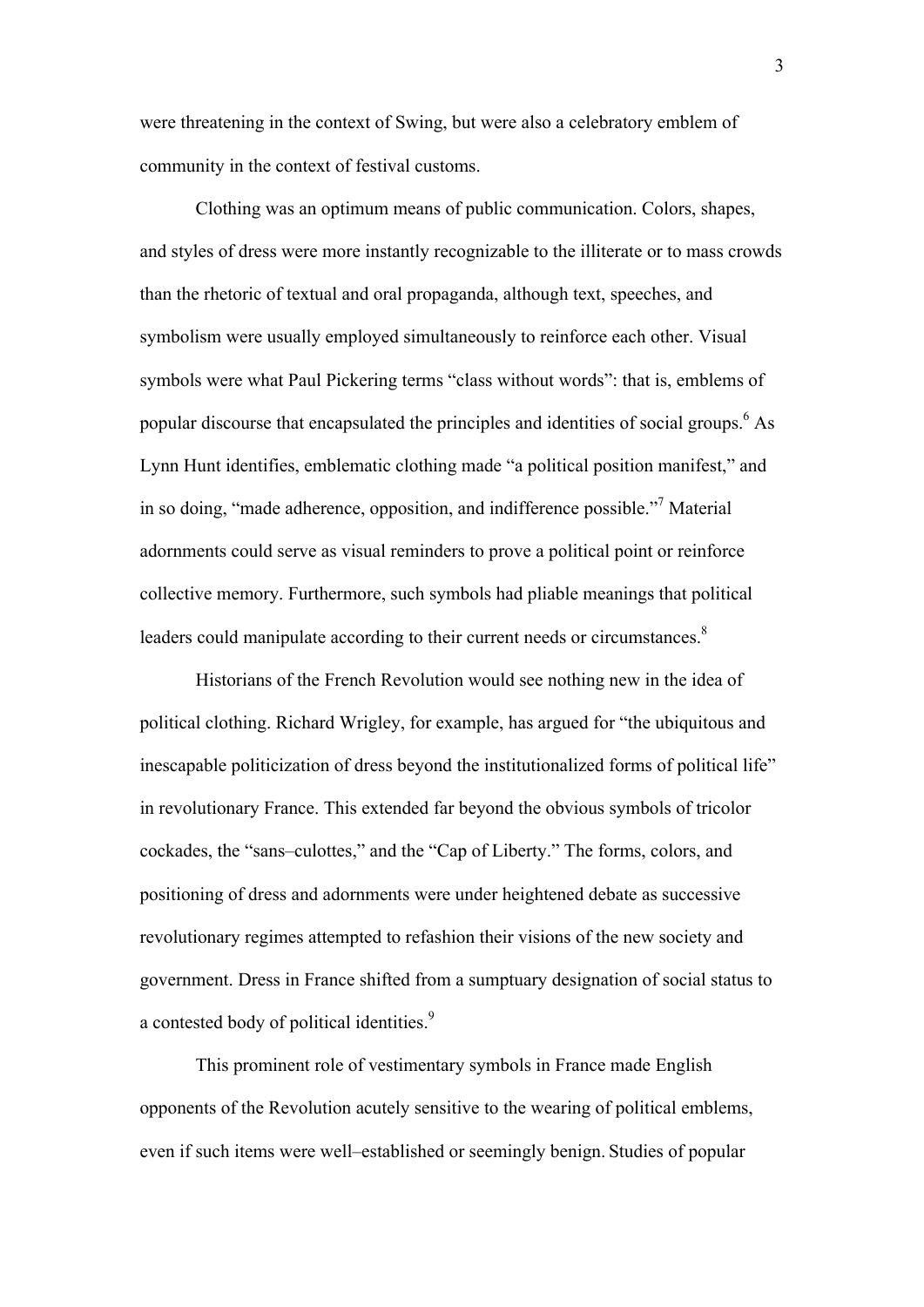were threatening in the context of Swing, but were also a celebratory emblem of community in the context of festival customs.

Clothing was an optimum means of public communication. Colors, shapes, and styles of dress were more instantly recognizable to the illiterate or to mass crowds than the rhetoric of textual and oral propaganda, although text, speeches, and symbolism were usually employed simultaneously to reinforce each other. Visual symbols were what Paul Pickering terms "class without words": that is, emblems of popular discourse that encapsulated the principles and identities of social groups.[6] As Lynn Hunt identifies, emblematic clothing made "a political position manifest," and in so doing, "made adherence, opposition, and indifference possible."[7] Material adornments could serve as visual reminders to prove a political point or reinforce collective memory. Furthermore, such symbols had pliable meanings that political leaders could manipulate according to their current needs or circumstances.[8]

Historians of the French Revolution would see nothing new in the idea of political clothing. Richard Wrigley, for example, has argued for "the ubiquitous and inescapable politicization of dress beyond the institutionalized forms of political life" in revolutionary France. This extended far beyond the obvious symbols of tricolor cockades, the "sans–culottes," and the "Cap of Liberty." The forms, colors, and positioning of dress and adornments were under heightened debate as successive revolutionary regimes attempted to refashion their visions of the new society and government. Dress in France shifted from a sumptuary designation of social status to a contested body of political identities.[9]

This prominent role of vestimentary symbols in France made English opponents of the Revolution acutely sensitive to the wearing of political emblems, even if such items were well–established or seemingly benign. Studies of popular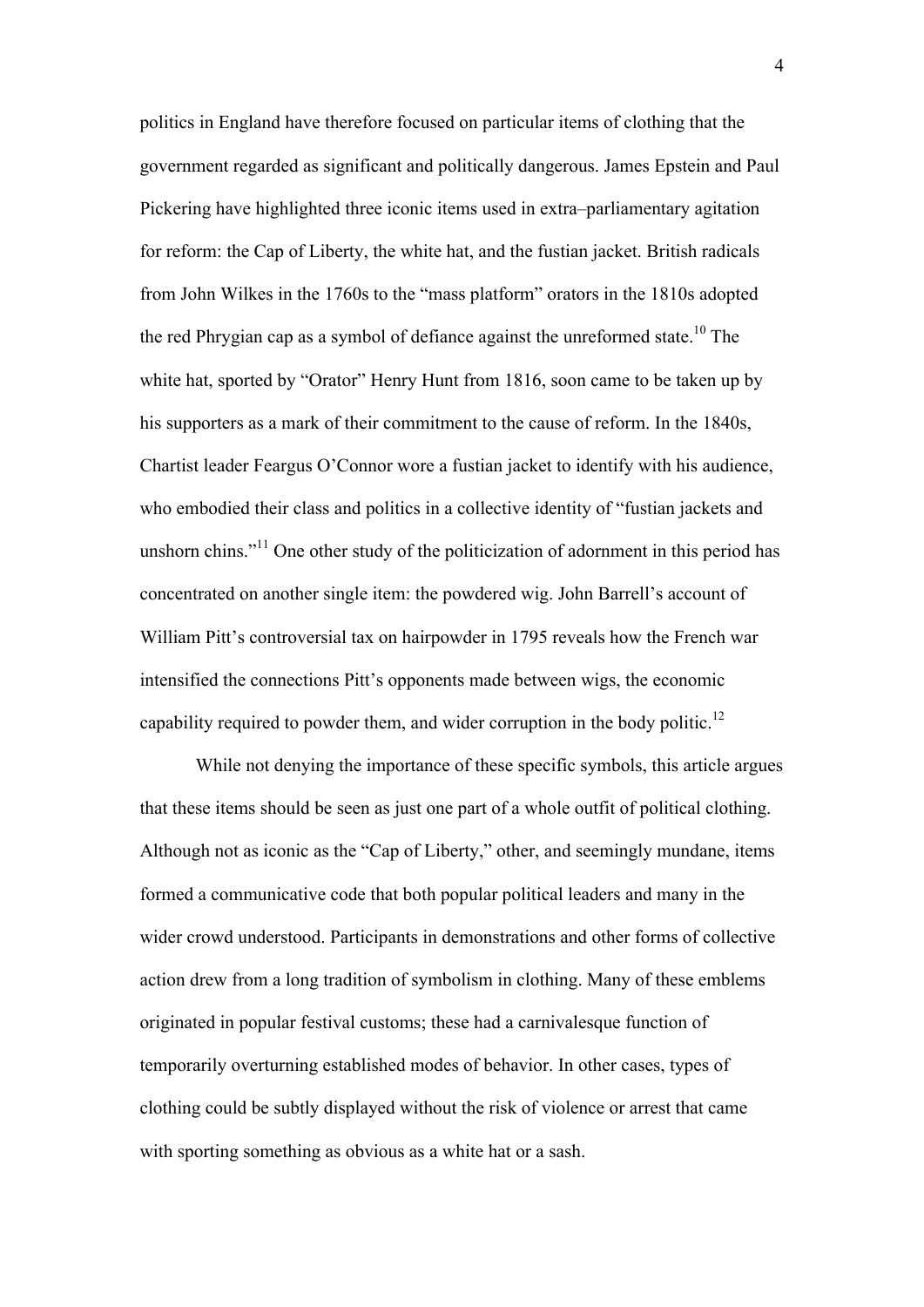politics in England have therefore focused on particular items of clothing that the government regarded as significant and politically dangerous. James Epstein and Paul Pickering have highlighted three iconic items used in extra–parliamentary agitation for reform: the Cap of Liberty, the white hat, and the fustian jacket. British radicals from John Wilkes in the 1760s to the "mass platform" orators in the 1810s adopted the red Phrygian cap as a symbol of defiance against the unreformed state.[10] The white hat, sported by "Orator" Henry Hunt from 1816, soon came to be taken up by his supporters as a mark of their commitment to the cause of reform. In the 1840s, Chartist leader Feargus O'Connor wore a fustian jacket to identify with his audience, who embodied their class and politics in a collective identity of "fustian jackets and unshorn chins."[11] One other study of the politicization of adornment in this period has concentrated on another single item: the powdered wig. John Barrell's account of William Pitt's controversial tax on hairpowder in 1795 reveals how the French war intensified the connections Pitt's opponents made between wigs, the economic capability required to powder them, and wider corruption in the body politic.[12]

While not denying the importance of these specific symbols, this article argues that these items should be seen as just one part of a whole outfit of political clothing. Although not as iconic as the "Cap of Liberty," other, and seemingly mundane, items formed a communicative code that both popular political leaders and many in the wider crowd understood. Participants in demonstrations and other forms of collective action drew from a long tradition of symbolism in clothing. Many of these emblems originated in popular festival customs; these had a carnivalesque function of temporarily overturning established modes of behavior. In other cases, types of clothing could be subtly displayed without the risk of violence or arrest that came with sporting something as obvious as a white hat or a sash.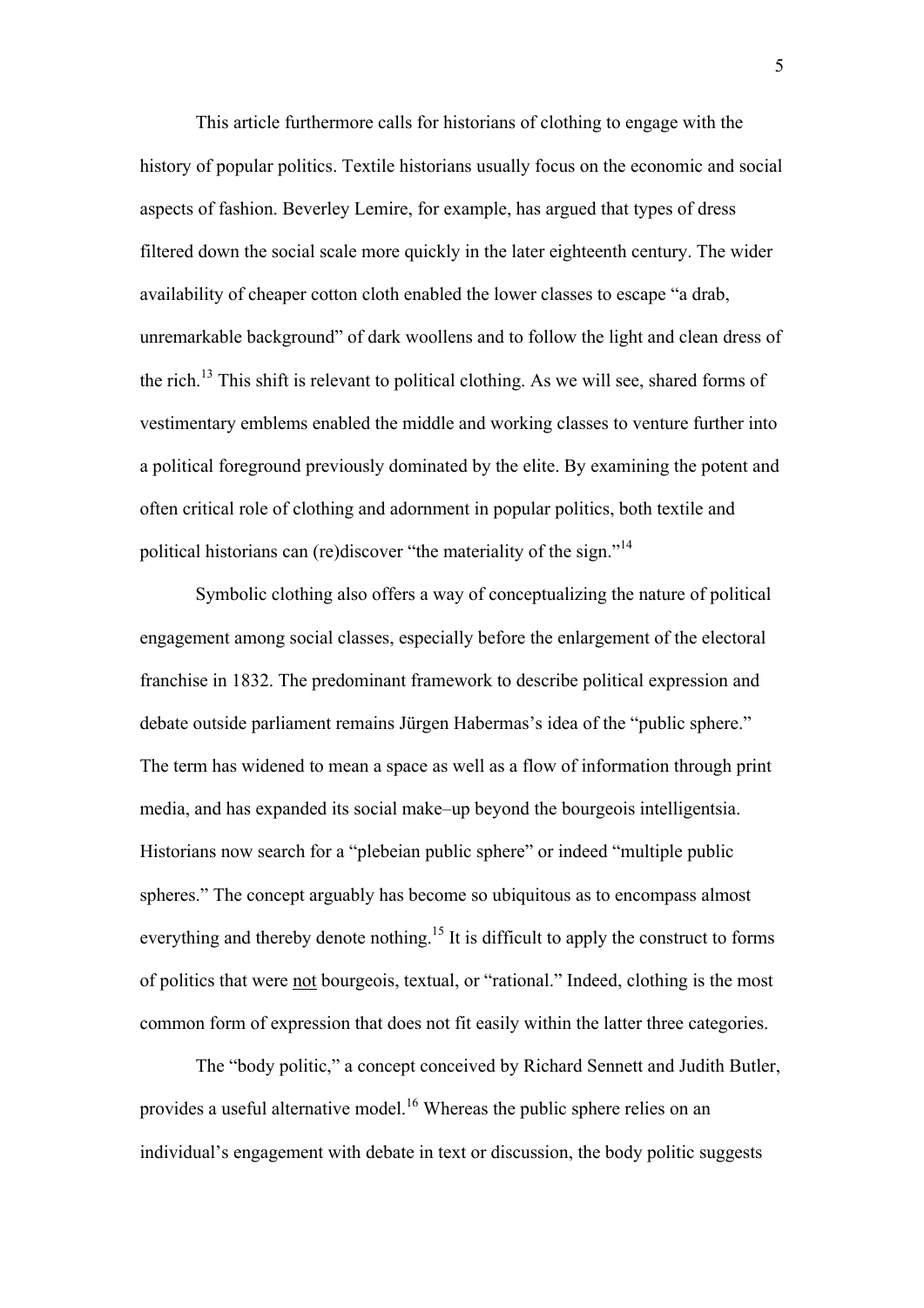This article furthermore calls for historians of clothing to engage with the history of popular politics. Textile historians usually focus on the economic and social aspects of fashion. Beverley Lemire, for example, has argued that types of dress filtered down the social scale more quickly in the later eighteenth century. The wider availability of cheaper cotton cloth enabled the lower classes to escape "a drab, unremarkable background" of dark woollens and to follow the light and clean dress of the rich.[13] This shift is relevant to political clothing. As we will see, shared forms of vestimentary emblems enabled the middle and working classes to venture further into a political foreground previously dominated by the elite. By examining the potent and often critical role of clothing and adornment in popular politics, both textile and political historians can (re)discover "the materiality of the sign."[14]

Symbolic clothing also offers a way of conceptualizing the nature of political engagement among social classes, especially before the enlargement of the electoral franchise in 1832. The predominant framework to describe political expression and debate outside parliament remains Jürgen Habermas's idea of the "public sphere." The term has widened to mean a space as well as a flow of information through print media, and has expanded its social make–up beyond the bourgeois intelligentsia. Historians now search for a "plebeian public sphere" or indeed "multiple public spheres." The concept arguably has become so ubiquitous as to encompass almost everything and thereby denote nothing.[15] It is difficult to apply the construct to forms of politics that were <u>not</u> bourgeois, textual, or "rational." Indeed, clothing is the most common form of expression that does not fit easily within the latter three categories.

The "body politic," a concept conceived by Richard Sennett and Judith Butler, provides a useful alternative model.[16] Whereas the public sphere relies on an individual's engagement with debate in text or discussion, the body politic suggests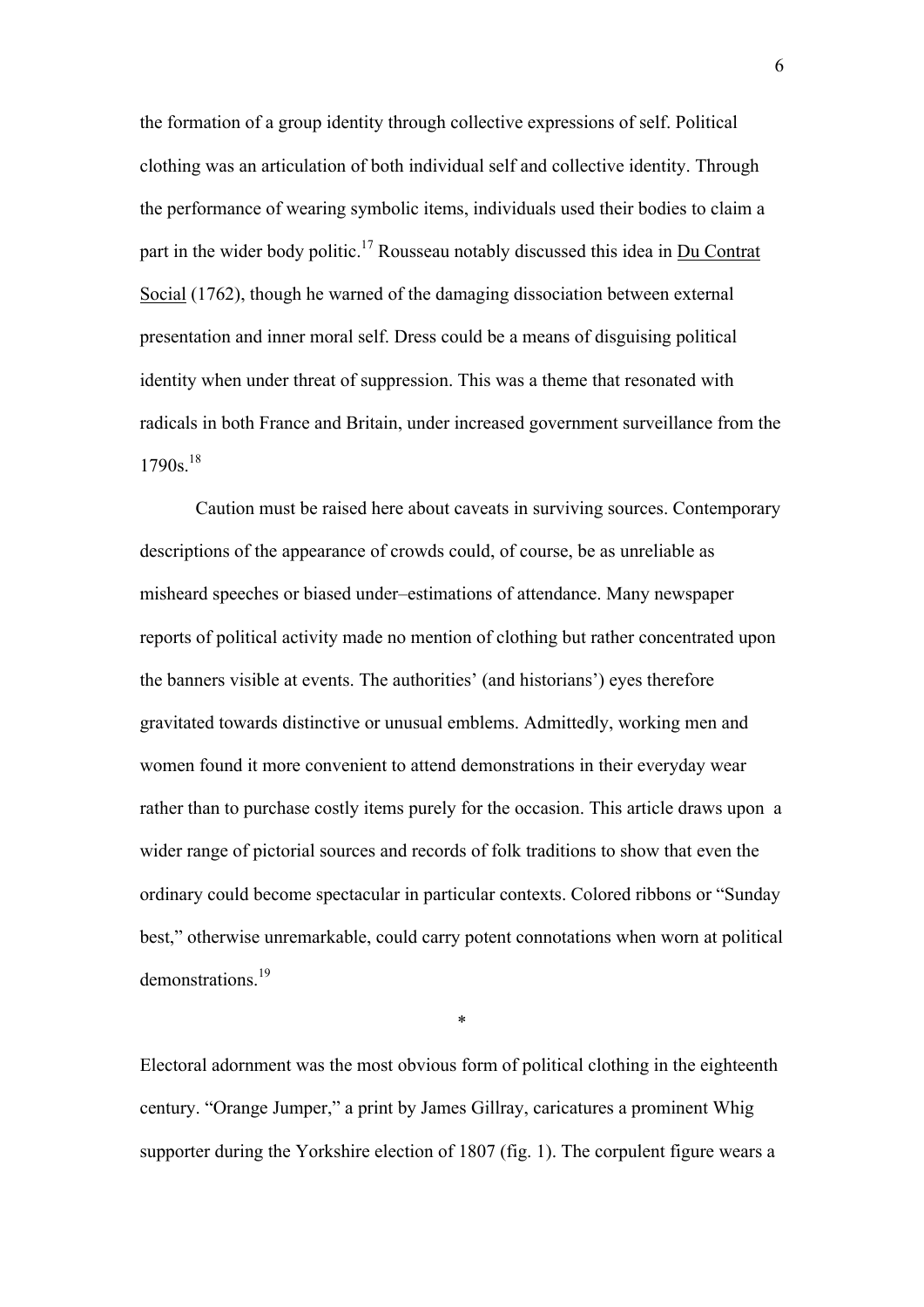the formation of a group identity through collective expressions of self. Political clothing was an articulation of both individual self and collective identity. Through the performance of wearing symbolic items, individuals used their bodies to claim a part in the wider body politic.[17] Rousseau notably discussed this idea in Du Contrat Social (1762), though he warned of the damaging dissociation between external presentation and inner moral self. Dress could be a means of disguising political identity when under threat of suppression. This was a theme that resonated with radicals in both France and Britain, under increased government surveillance from the 1790s.[18]

Caution must be raised here about caveats in surviving sources. Contemporary descriptions of the appearance of crowds could, of course, be as unreliable as misheard speeches or biased under–estimations of attendance. Many newspaper reports of political activity made no mention of clothing but rather concentrated upon the banners visible at events. The authorities' (and historians') eyes therefore gravitated towards distinctive or unusual emblems. Admittedly, working men and women found it more convenient to attend demonstrations in their everyday wear rather than to purchase costly items purely for the occasion. This article draws upon a wider range of pictorial sources and records of folk traditions to show that even the ordinary could become spectacular in particular contexts. Colored ribbons or "Sunday best," otherwise unremarkable, could carry potent connotations when worn at political demonstrations.[19]

*

Electoral adornment was the most obvious form of political clothing in the eighteenth century. "Orange Jumper," a print by James Gillray, caricatures a prominent Whig supporter during the Yorkshire election of 1807 (fig. 1). The corpulent figure wears a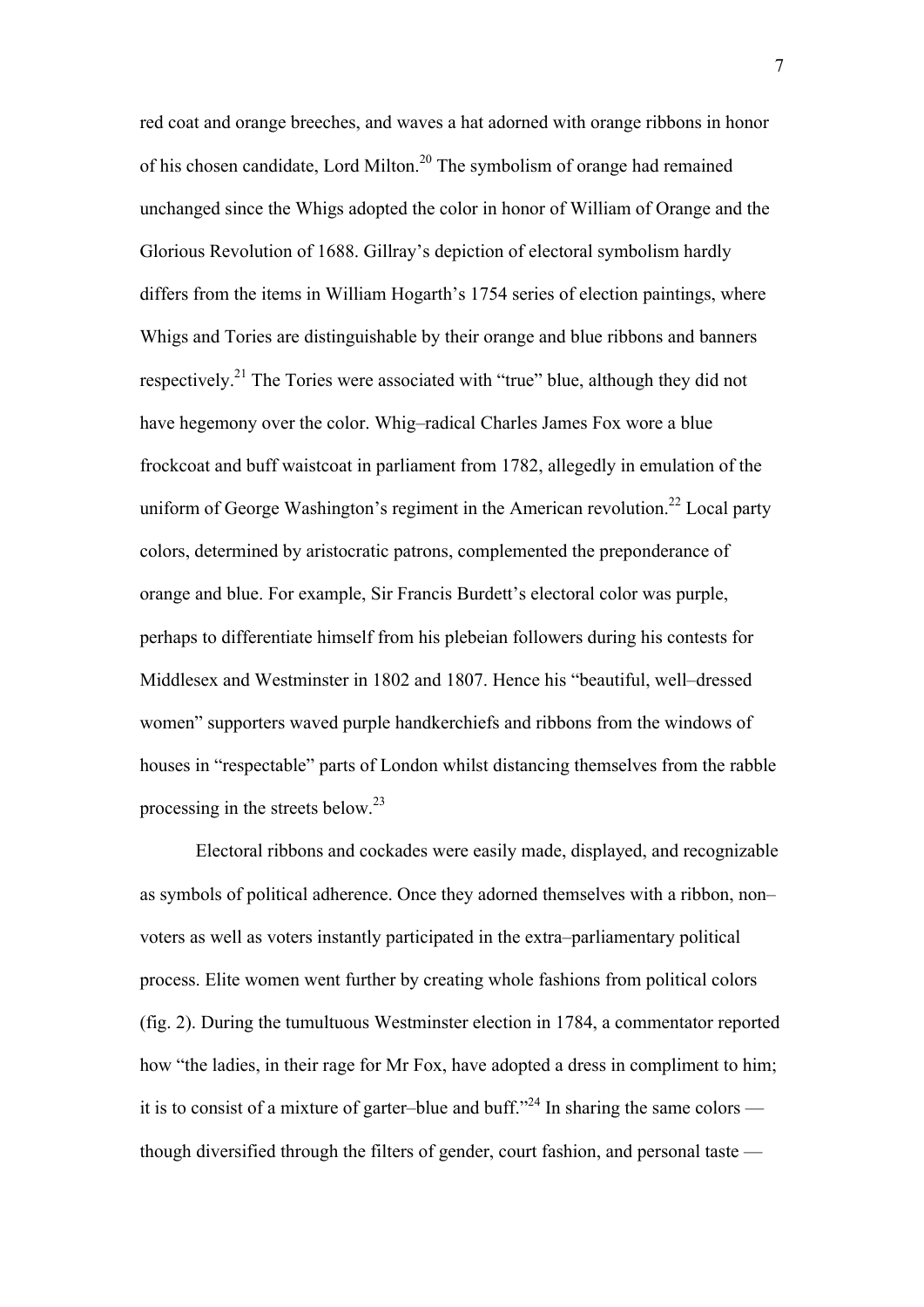red coat and orange breeches, and waves a hat adorned with orange ribbons in honor of his chosen candidate, Lord Milton.[20] The symbolism of orange had remained unchanged since the Whigs adopted the color in honor of William of Orange and the Glorious Revolution of 1688. Gillray's depiction of electoral symbolism hardly differs from the items in William Hogarth's 1754 series of election paintings, where Whigs and Tories are distinguishable by their orange and blue ribbons and banners respectively.[21] The Tories were associated with "true" blue, although they did not have hegemony over the color. Whig–radical Charles James Fox wore a blue frockcoat and buff waistcoat in parliament from 1782, allegedly in emulation of the uniform of George Washington's regiment in the American revolution.[22] Local party colors, determined by aristocratic patrons, complemented the preponderance of orange and blue. For example, Sir Francis Burdett's electoral color was purple, perhaps to differentiate himself from his plebeian followers during his contests for Middlesex and Westminster in 1802 and 1807. Hence his "beautiful, well–dressed women" supporters waved purple handkerchiefs and ribbons from the windows of houses in "respectable" parts of London whilst distancing themselves from the rabble processing in the streets below.[23]

Electoral ribbons and cockades were easily made, displayed, and recognizable as symbols of political adherence. Once they adorned themselves with a ribbon, non–voters as well as voters instantly participated in the extra–parliamentary political process. Elite women went further by creating whole fashions from political colors (fig. 2). During the tumultuous Westminster election in 1784, a commentator reported how "the ladies, in their rage for Mr Fox, have adopted a dress in compliment to him; it is to consist of a mixture of garter–blue and buff."[24] In sharing the same colors — though diversified through the filters of gender, court fashion, and personal taste —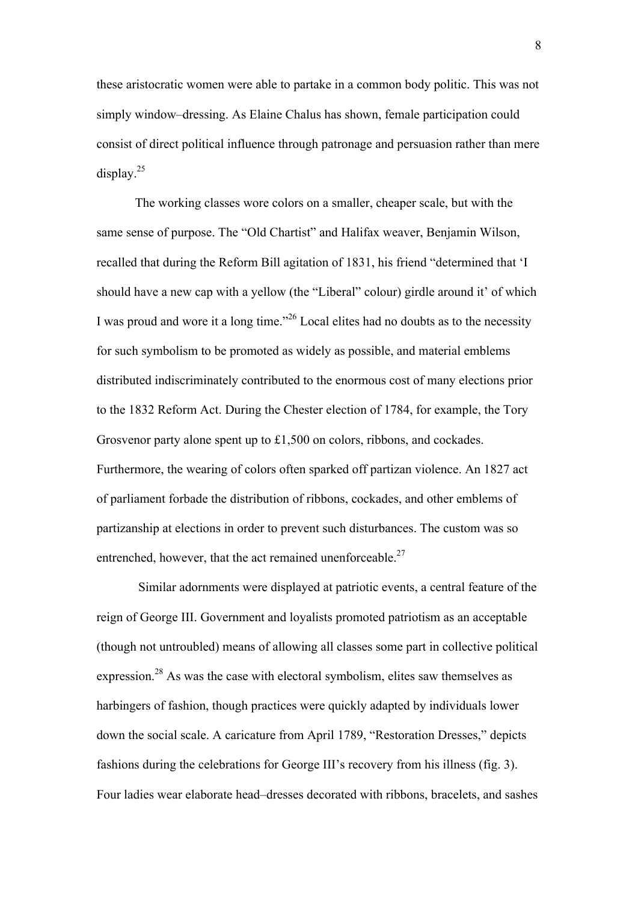these aristocratic women were able to partake in a common body politic. This was not simply window–dressing. As Elaine Chalus has shown, female participation could consist of direct political influence through patronage and persuasion rather than mere display.[25]

The working classes wore colors on a smaller, cheaper scale, but with the same sense of purpose. The "Old Chartist" and Halifax weaver, Benjamin Wilson, recalled that during the Reform Bill agitation of 1831, his friend "determined that 'I should have a new cap with a yellow (the "Liberal" colour) girdle around it' of which I was proud and wore it a long time."[26] Local elites had no doubts as to the necessity for such symbolism to be promoted as widely as possible, and material emblems distributed indiscriminately contributed to the enormous cost of many elections prior to the 1832 Reform Act. During the Chester election of 1784, for example, the Tory Grosvenor party alone spent up to £1,500 on colors, ribbons, and cockades. Furthermore, the wearing of colors often sparked off partizan violence. An 1827 act of parliament forbade the distribution of ribbons, cockades, and other emblems of partizanship at elections in order to prevent such disturbances. The custom was so entrenched, however, that the act remained unenforceable.[27]

Similar adornments were displayed at patriotic events, a central feature of the reign of George III. Government and loyalists promoted patriotism as an acceptable (though not untroubled) means of allowing all classes some part in collective political expression.[28] As was the case with electoral symbolism, elites saw themselves as harbingers of fashion, though practices were quickly adapted by individuals lower down the social scale. A caricature from April 1789, "Restoration Dresses," depicts fashions during the celebrations for George III's recovery from his illness (fig. 3). Four ladies wear elaborate head–dresses decorated with ribbons, bracelets, and sashes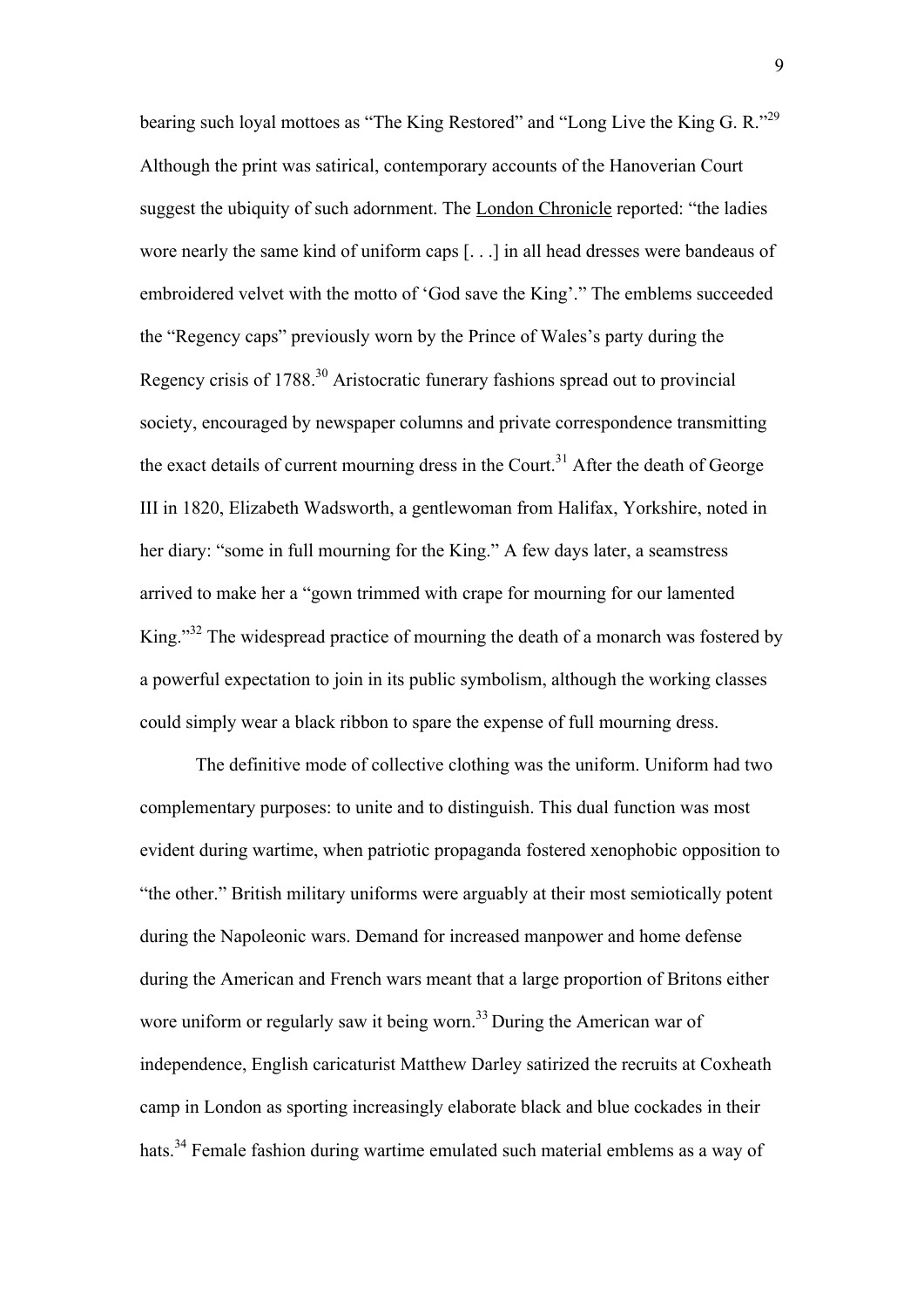bearing such loyal mottoes as "The King Restored" and "Long Live the King G. R."[29] Although the print was satirical, contemporary accounts of the Hanoverian Court suggest the ubiquity of such adornment. The London Chronicle reported: "the ladies wore nearly the same kind of uniform caps [. . .] in all head dresses were bandeaus of embroidered velvet with the motto of 'God save the King'." The emblems succeeded the "Regency caps" previously worn by the Prince of Wales's party during the Regency crisis of 1788.[30] Aristocratic funerary fashions spread out to provincial society, encouraged by newspaper columns and private correspondence transmitting the exact details of current mourning dress in the Court.[31] After the death of George III in 1820, Elizabeth Wadsworth, a gentlewoman from Halifax, Yorkshire, noted in her diary: "some in full mourning for the King." A few days later, a seamstress arrived to make her a "gown trimmed with crape for mourning for our lamented King."[32] The widespread practice of mourning the death of a monarch was fostered by a powerful expectation to join in its public symbolism, although the working classes could simply wear a black ribbon to spare the expense of full mourning dress.

The definitive mode of collective clothing was the uniform. Uniform had two complementary purposes: to unite and to distinguish. This dual function was most evident during wartime, when patriotic propaganda fostered xenophobic opposition to "the other." British military uniforms were arguably at their most semiotically potent during the Napoleonic wars. Demand for increased manpower and home defense during the American and French wars meant that a large proportion of Britons either wore uniform or regularly saw it being worn.[33] During the American war of independence, English caricaturist Matthew Darley satirized the recruits at Coxheath camp in London as sporting increasingly elaborate black and blue cockades in their hats.[34] Female fashion during wartime emulated such material emblems as a way of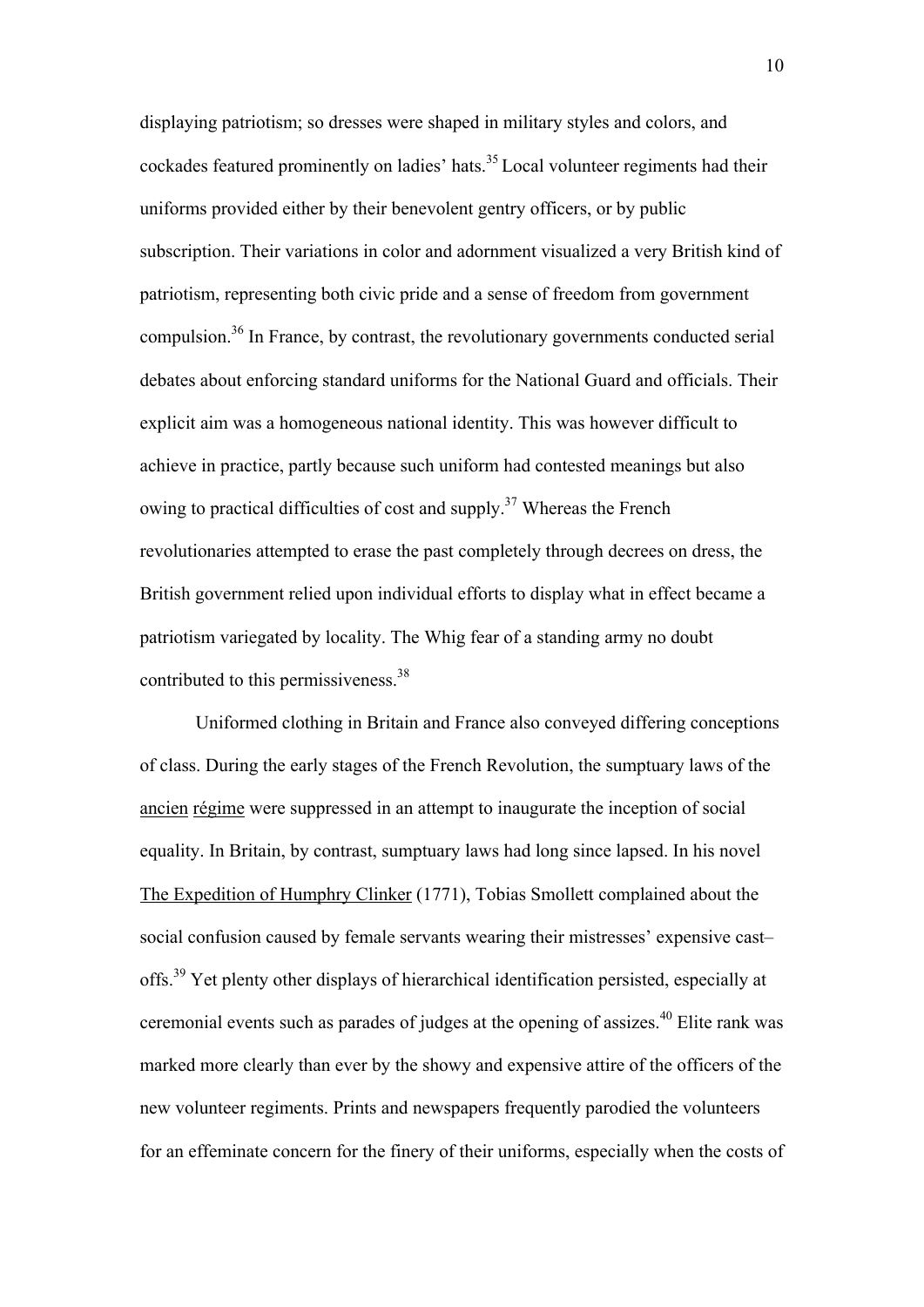displaying patriotism; so dresses were shaped in military styles and colors, and cockades featured prominently on ladies' hats.[35] Local volunteer regiments had their uniforms provided either by their benevolent gentry officers, or by public subscription. Their variations in color and adornment visualized a very British kind of patriotism, representing both civic pride and a sense of freedom from government compulsion.[36] In France, by contrast, the revolutionary governments conducted serial debates about enforcing standard uniforms for the National Guard and officials. Their explicit aim was a homogeneous national identity. This was however difficult to achieve in practice, partly because such uniform had contested meanings but also owing to practical difficulties of cost and supply.[37] Whereas the French revolutionaries attempted to erase the past completely through decrees on dress, the British government relied upon individual efforts to display what in effect became a patriotism variegated by locality. The Whig fear of a standing army no doubt contributed to this permissiveness.[38]

Uniformed clothing in Britain and France also conveyed differing conceptions of class. During the early stages of the French Revolution, the sumptuary laws of the _ancien régime_ were suppressed in an attempt to inaugurate the inception of social equality. In Britain, by contrast, sumptuary laws had long since lapsed. In his novel _The Expedition of Humphry Clinker_ (1771), Tobias Smollett complained about the social confusion caused by female servants wearing their mistresses' expensive cast–offs.[39] Yet plenty other displays of hierarchical identification persisted, especially at ceremonial events such as parades of judges at the opening of assizes.[40] Elite rank was marked more clearly than ever by the showy and expensive attire of the officers of the new volunteer regiments. Prints and newspapers frequently parodied the volunteers for an effeminate concern for the finery of their uniforms, especially when the costs of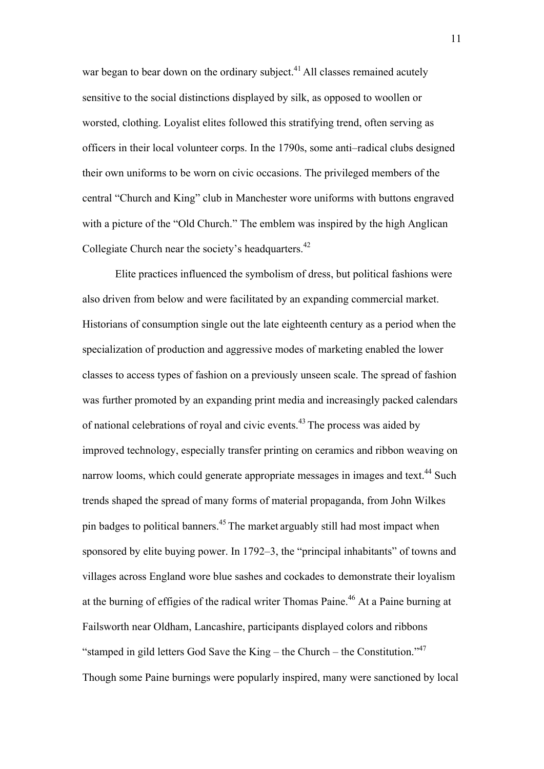war began to bear down on the ordinary subject.[41] All classes remained acutely sensitive to the social distinctions displayed by silk, as opposed to woollen or worsted, clothing. Loyalist elites followed this stratifying trend, often serving as officers in their local volunteer corps. In the 1790s, some anti–radical clubs designed their own uniforms to be worn on civic occasions. The privileged members of the central "Church and King" club in Manchester wore uniforms with buttons engraved with a picture of the "Old Church." The emblem was inspired by the high Anglican Collegiate Church near the society's headquarters.[42]

Elite practices influenced the symbolism of dress, but political fashions were also driven from below and were facilitated by an expanding commercial market. Historians of consumption single out the late eighteenth century as a period when the specialization of production and aggressive modes of marketing enabled the lower classes to access types of fashion on a previously unseen scale. The spread of fashion was further promoted by an expanding print media and increasingly packed calendars of national celebrations of royal and civic events.[43] The process was aided by improved technology, especially transfer printing on ceramics and ribbon weaving on narrow looms, which could generate appropriate messages in images and text.[44] Such trends shaped the spread of many forms of material propaganda, from John Wilkes pin badges to political banners.[45] The market arguably still had most impact when sponsored by elite buying power. In 1792–3, the "principal inhabitants" of towns and villages across England wore blue sashes and cockades to demonstrate their loyalism at the burning of effigies of the radical writer Thomas Paine.[46] At a Paine burning at Failsworth near Oldham, Lancashire, participants displayed colors and ribbons "stamped in gild letters God Save the King – the Church – the Constitution."[47] Though some Paine burnings were popularly inspired, many were sanctioned by local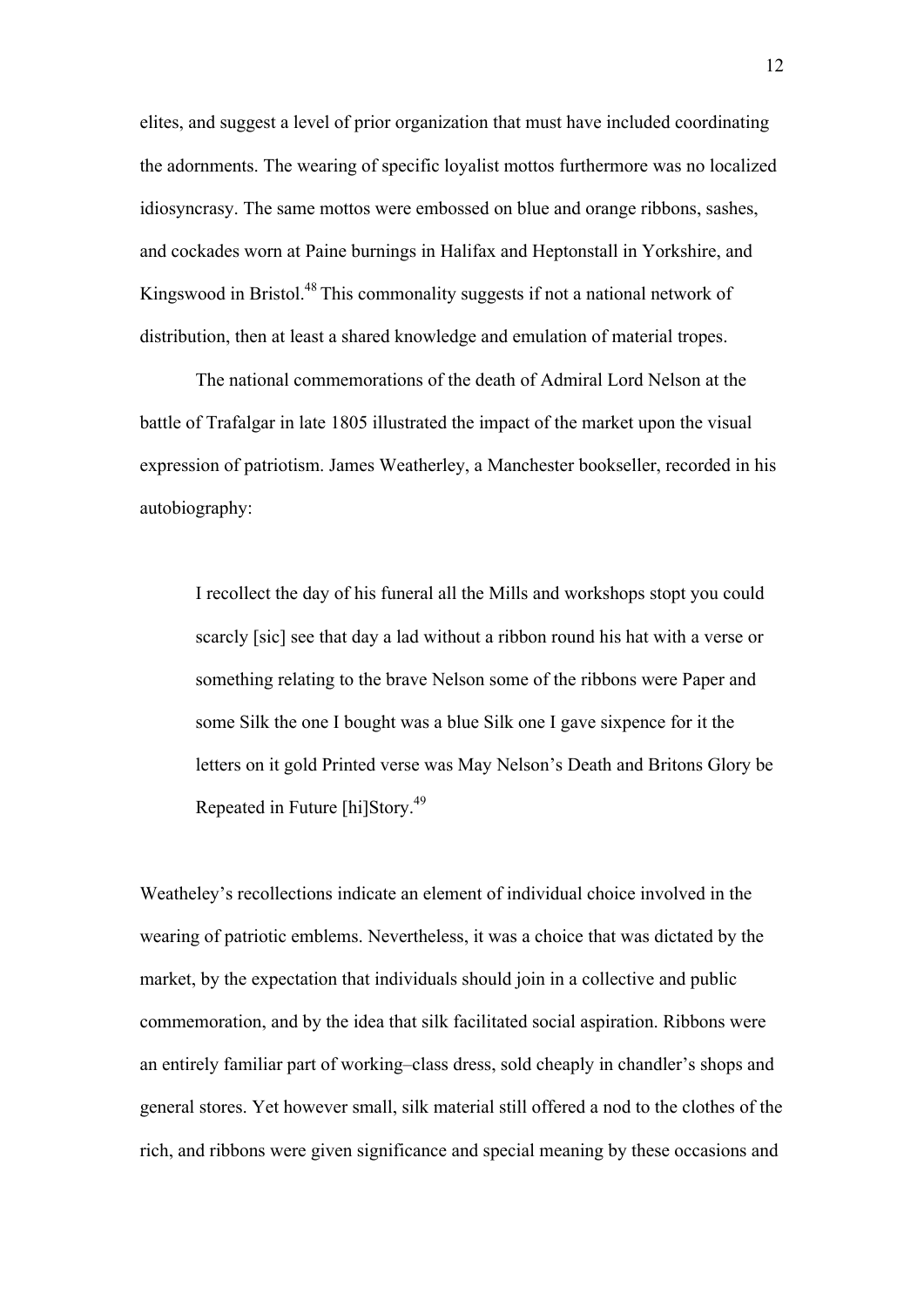elites, and suggest a level of prior organization that must have included coordinating the adornments. The wearing of specific loyalist mottos furthermore was no localized idiosyncrasy. The same mottos were embossed on blue and orange ribbons, sashes, and cockades worn at Paine burnings in Halifax and Heptonstall in Yorkshire, and Kingswood in Bristol.[48] This commonality suggests if not a national network of distribution, then at least a shared knowledge and emulation of material tropes.

The national commemorations of the death of Admiral Lord Nelson at the battle of Trafalgar in late 1805 illustrated the impact of the market upon the visual expression of patriotism. James Weatherley, a Manchester bookseller, recorded in his autobiography:

> I recollect the day of his funeral all the Mills and workshops stopt you could scarcly [sic] see that day a lad without a ribbon round his hat with a verse or something relating to the brave Nelson some of the ribbons were Paper and some Silk the one I bought was a blue Silk one I gave sixpence for it the letters on it gold Printed verse was May Nelson's Death and Britons Glory be Repeated in Future [hi]Story.[49]

Weatheley's recollections indicate an element of individual choice involved in the wearing of patriotic emblems. Nevertheless, it was a choice that was dictated by the market, by the expectation that individuals should join in a collective and public commemoration, and by the idea that silk facilitated social aspiration. Ribbons were an entirely familiar part of working–class dress, sold cheaply in chandler's shops and general stores. Yet however small, silk material still offered a nod to the clothes of the rich, and ribbons were given significance and special meaning by these occasions and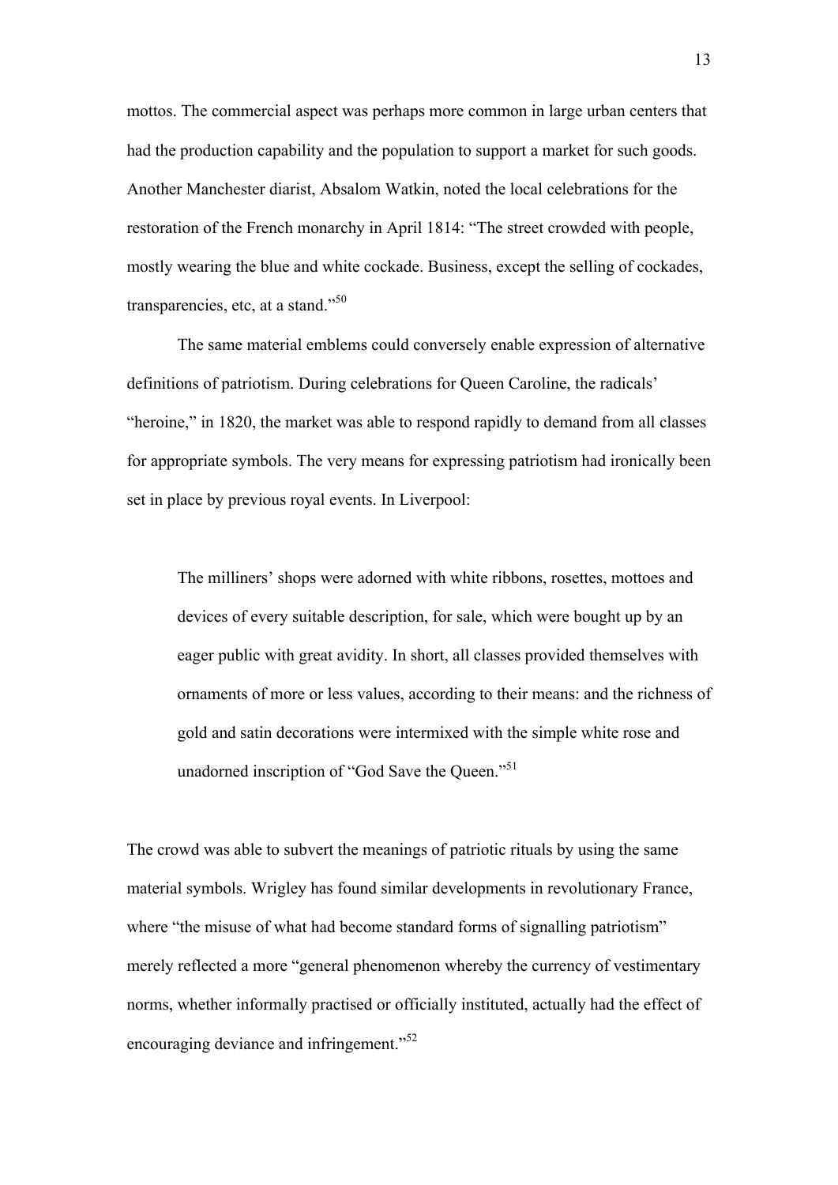mottos. The commercial aspect was perhaps more common in large urban centers that had the production capability and the population to support a market for such goods. Another Manchester diarist, Absalom Watkin, noted the local celebrations for the restoration of the French monarchy in April 1814: "The street crowded with people, mostly wearing the blue and white cockade. Business, except the selling of cockades, transparencies, etc, at a stand."[50]

The same material emblems could conversely enable expression of alternative definitions of patriotism. During celebrations for Queen Caroline, the radicals' "heroine," in 1820, the market was able to respond rapidly to demand from all classes for appropriate symbols. The very means for expressing patriotism had ironically been set in place by previous royal events. In Liverpool:

> The milliners' shops were adorned with white ribbons, rosettes, mottoes and devices of every suitable description, for sale, which were bought up by an eager public with great avidity. In short, all classes provided themselves with ornaments of more or less values, according to their means: and the richness of gold and satin decorations were intermixed with the simple white rose and unadorned inscription of "God Save the Queen."[51]

The crowd was able to subvert the meanings of patriotic rituals by using the same material symbols. Wrigley has found similar developments in revolutionary France, where "the misuse of what had become standard forms of signalling patriotism" merely reflected a more "general phenomenon whereby the currency of vestimentary norms, whether informally practised or officially instituted, actually had the effect of encouraging deviance and infringement."[52]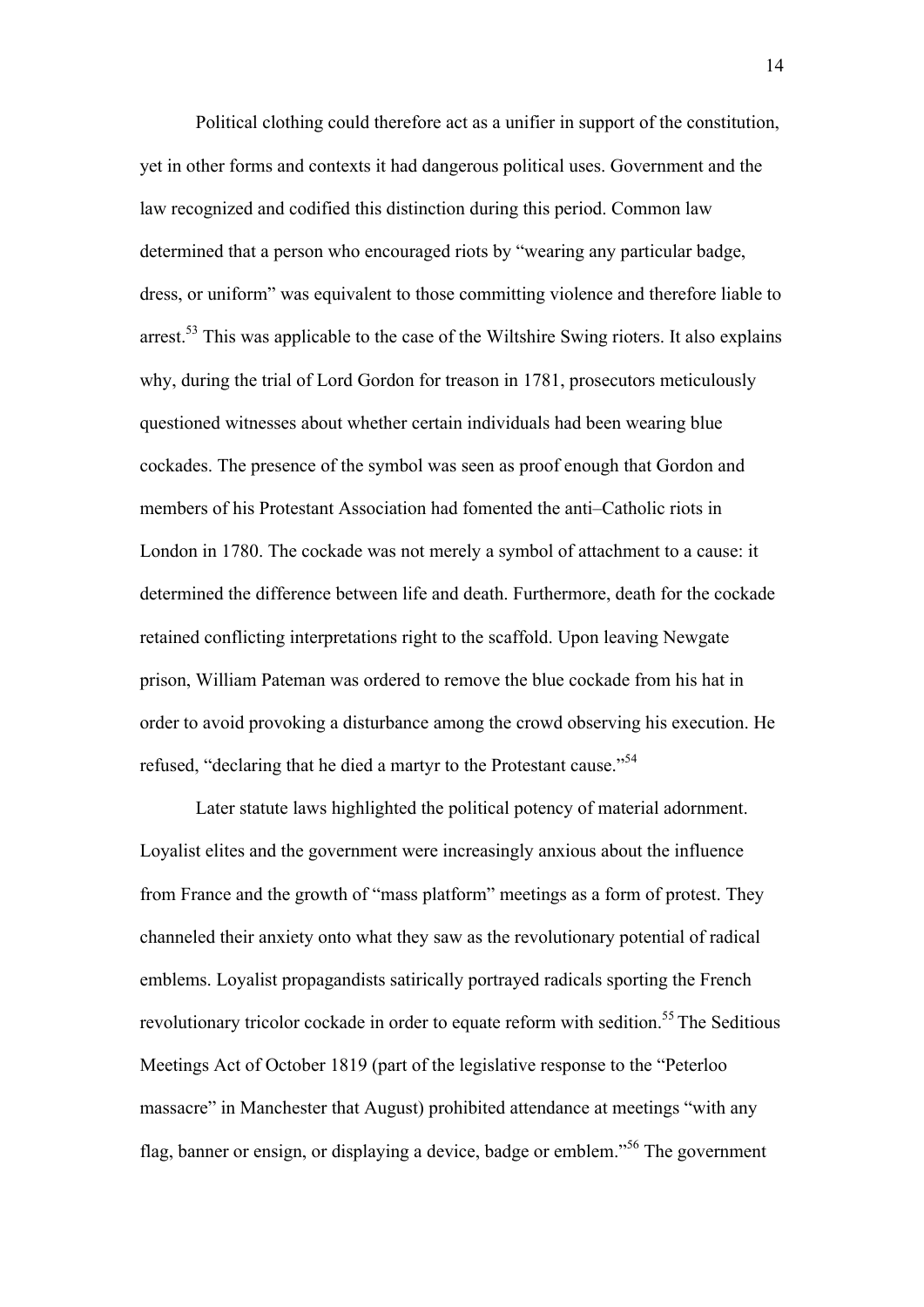Political clothing could therefore act as a unifier in support of the constitution, yet in other forms and contexts it had dangerous political uses. Government and the law recognized and codified this distinction during this period. Common law determined that a person who encouraged riots by "wearing any particular badge, dress, or uniform" was equivalent to those committing violence and therefore liable to arrest.[53] This was applicable to the case of the Wiltshire Swing rioters. It also explains why, during the trial of Lord Gordon for treason in 1781, prosecutors meticulously questioned witnesses about whether certain individuals had been wearing blue cockades. The presence of the symbol was seen as proof enough that Gordon and members of his Protestant Association had fomented the anti–Catholic riots in London in 1780. The cockade was not merely a symbol of attachment to a cause: it determined the difference between life and death. Furthermore, death for the cockade retained conflicting interpretations right to the scaffold. Upon leaving Newgate prison, William Pateman was ordered to remove the blue cockade from his hat in order to avoid provoking a disturbance among the crowd observing his execution. He refused, "declaring that he died a martyr to the Protestant cause."[54]

Later statute laws highlighted the political potency of material adornment. Loyalist elites and the government were increasingly anxious about the influence from France and the growth of "mass platform" meetings as a form of protest. They channeled their anxiety onto what they saw as the revolutionary potential of radical emblems. Loyalist propagandists satirically portrayed radicals sporting the French revolutionary tricolor cockade in order to equate reform with sedition.[55] The Seditious Meetings Act of October 1819 (part of the legislative response to the "Peterloo massacre" in Manchester that August) prohibited attendance at meetings "with any flag, banner or ensign, or displaying a device, badge or emblem."[56] The government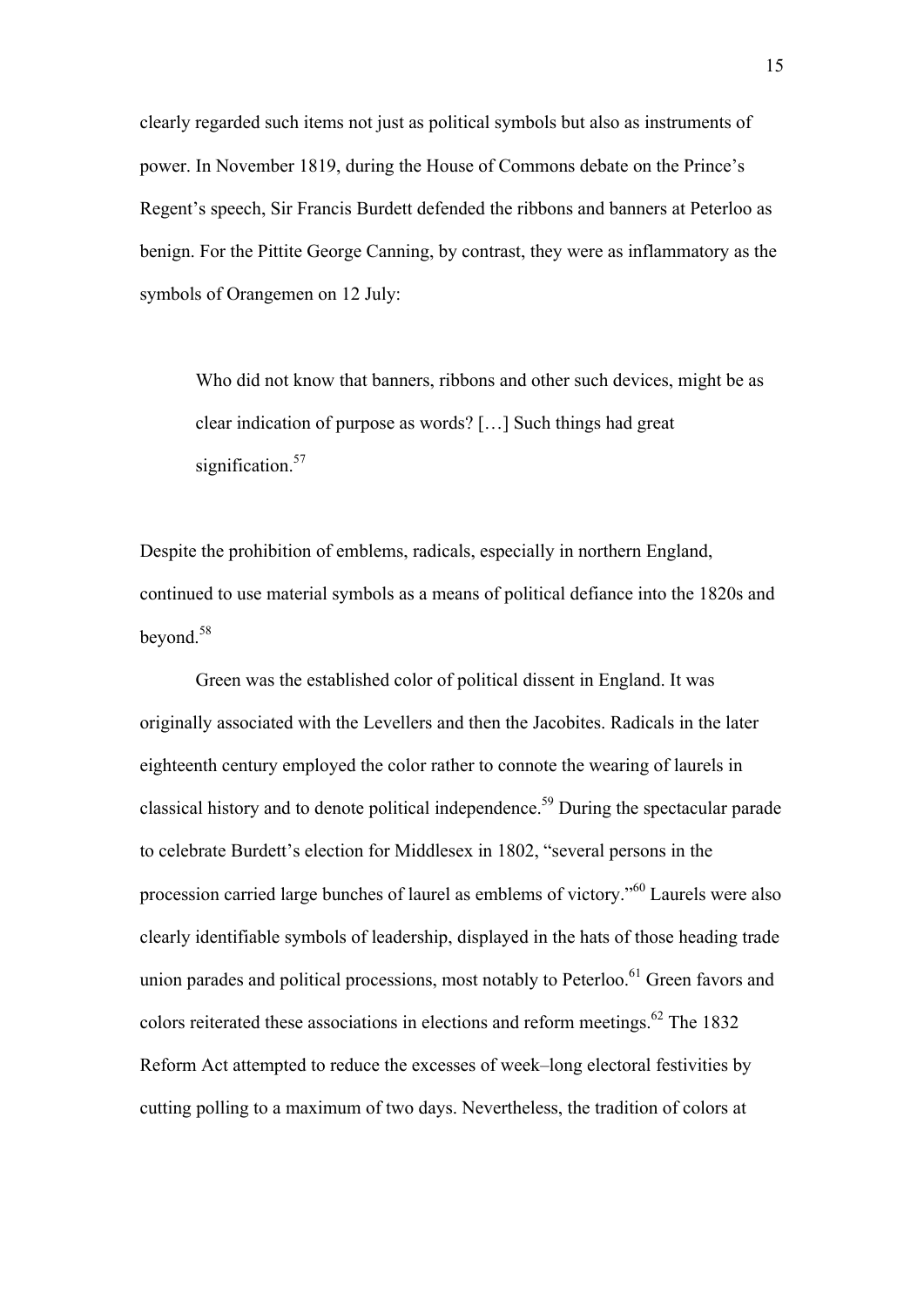clearly regarded such items not just as political symbols but also as instruments of power. In November 1819, during the House of Commons debate on the Prince's Regent's speech, Sir Francis Burdett defended the ribbons and banners at Peterloo as benign. For the Pittite George Canning, by contrast, they were as inflammatory as the symbols of Orangemen on 12 July:

> Who did not know that banners, ribbons and other such devices, might be as clear indication of purpose as words? […] Such things had great signification.[57]

Despite the prohibition of emblems, radicals, especially in northern England, continued to use material symbols as a means of political defiance into the 1820s and beyond.[58]

Green was the established color of political dissent in England. It was originally associated with the Levellers and then the Jacobites. Radicals in the later eighteenth century employed the color rather to connote the wearing of laurels in classical history and to denote political independence.[59] During the spectacular parade to celebrate Burdett's election for Middlesex in 1802, "several persons in the procession carried large bunches of laurel as emblems of victory."[60] Laurels were also clearly identifiable symbols of leadership, displayed in the hats of those heading trade union parades and political processions, most notably to Peterloo.[61] Green favors and colors reiterated these associations in elections and reform meetings.[62] The 1832 Reform Act attempted to reduce the excesses of week–long electoral festivities by cutting polling to a maximum of two days. Nevertheless, the tradition of colors at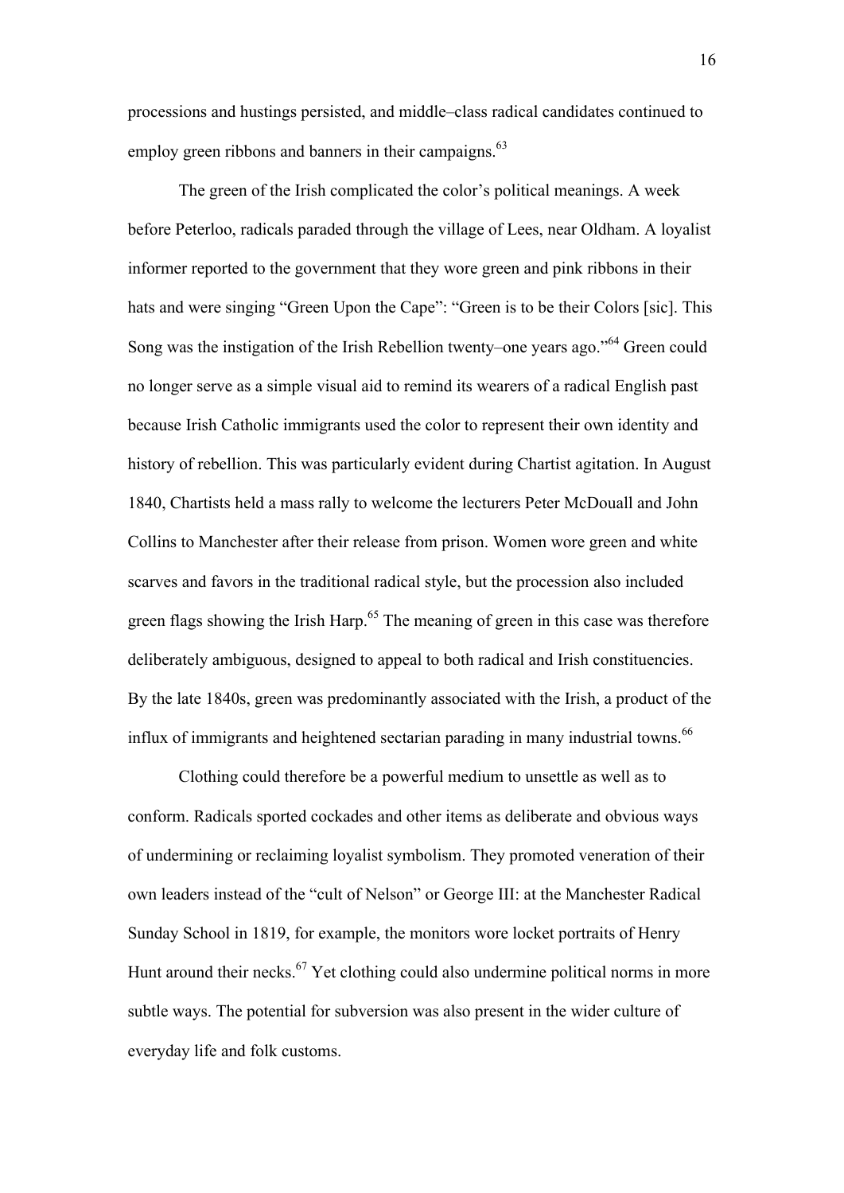processions and hustings persisted, and middle–class radical candidates continued to employ green ribbons and banners in their campaigns.[63]

The green of the Irish complicated the color's political meanings. A week before Peterloo, radicals paraded through the village of Lees, near Oldham. A loyalist informer reported to the government that they wore green and pink ribbons in their hats and were singing "Green Upon the Cape": "Green is to be their Colors [sic]. This Song was the instigation of the Irish Rebellion twenty–one years ago."[64] Green could no longer serve as a simple visual aid to remind its wearers of a radical English past because Irish Catholic immigrants used the color to represent their own identity and history of rebellion. This was particularly evident during Chartist agitation. In August 1840, Chartists held a mass rally to welcome the lecturers Peter McDouall and John Collins to Manchester after their release from prison. Women wore green and white scarves and favors in the traditional radical style, but the procession also included green flags showing the Irish Harp.[65] The meaning of green in this case was therefore deliberately ambiguous, designed to appeal to both radical and Irish constituencies. By the late 1840s, green was predominantly associated with the Irish, a product of the influx of immigrants and heightened sectarian parading in many industrial towns.[66]

Clothing could therefore be a powerful medium to unsettle as well as to conform. Radicals sported cockades and other items as deliberate and obvious ways of undermining or reclaiming loyalist symbolism. They promoted veneration of their own leaders instead of the "cult of Nelson" or George III: at the Manchester Radical Sunday School in 1819, for example, the monitors wore locket portraits of Henry Hunt around their necks.[67] Yet clothing could also undermine political norms in more subtle ways. The potential for subversion was also present in the wider culture of everyday life and folk customs.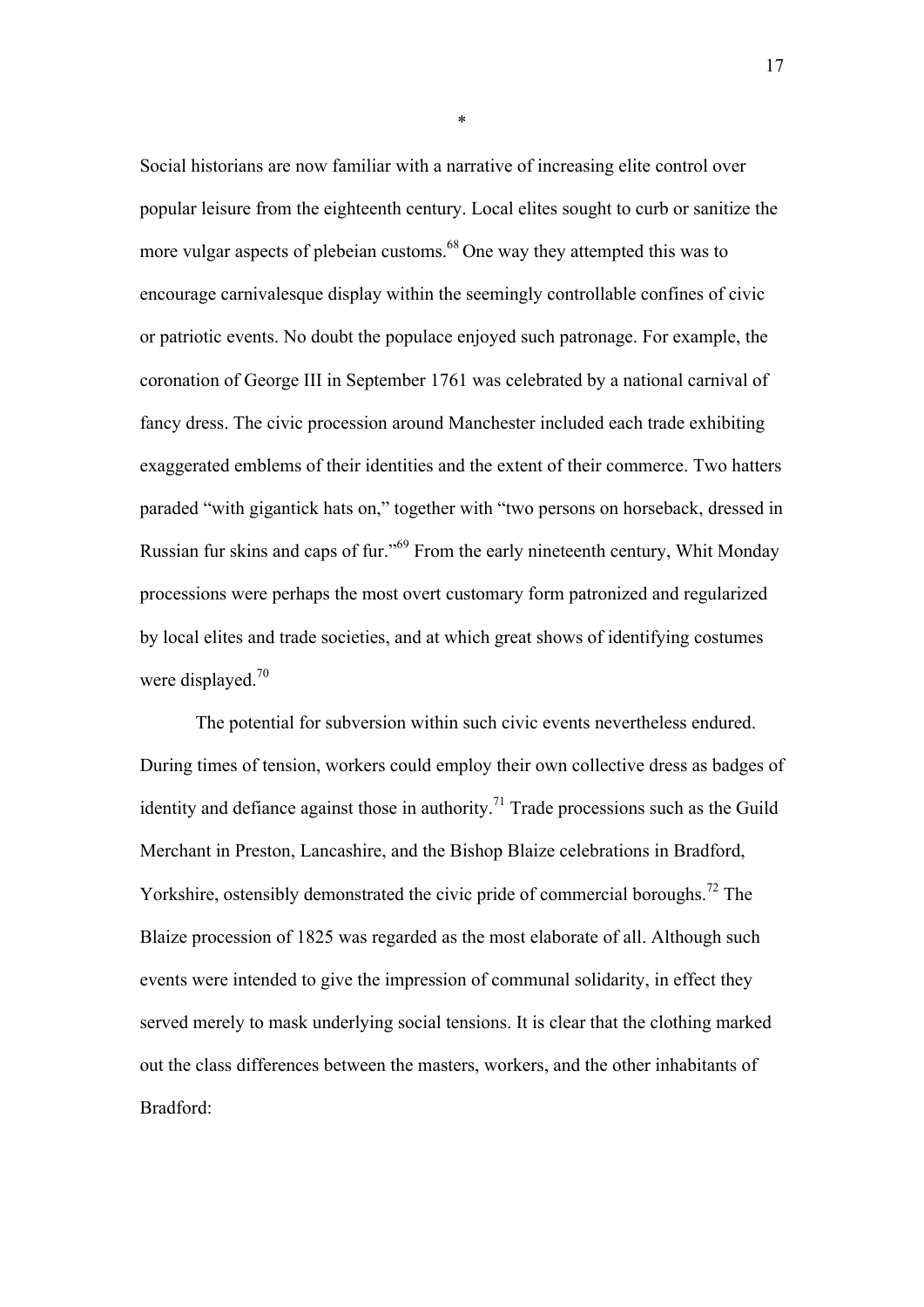*

Social historians are now familiar with a narrative of increasing elite control over popular leisure from the eighteenth century. Local elites sought to curb or sanitize the more vulgar aspects of plebeian customs.[68] One way they attempted this was to encourage carnivalesque display within the seemingly controllable confines of civic or patriotic events. No doubt the populace enjoyed such patronage. For example, the coronation of George III in September 1761 was celebrated by a national carnival of fancy dress. The civic procession around Manchester included each trade exhibiting exaggerated emblems of their identities and the extent of their commerce. Two hatters paraded "with gigantick hats on," together with "two persons on horseback, dressed in Russian fur skins and caps of fur."[69] From the early nineteenth century, Whit Monday processions were perhaps the most overt customary form patronized and regularized by local elites and trade societies, and at which great shows of identifying costumes were displayed.[70]

The potential for subversion within such civic events nevertheless endured. During times of tension, workers could employ their own collective dress as badges of identity and defiance against those in authority.[71] Trade processions such as the Guild Merchant in Preston, Lancashire, and the Bishop Blaize celebrations in Bradford, Yorkshire, ostensibly demonstrated the civic pride of commercial boroughs.[72] The Blaize procession of 1825 was regarded as the most elaborate of all. Although such events were intended to give the impression of communal solidarity, in effect they served merely to mask underlying social tensions. It is clear that the clothing marked out the class differences between the masters, workers, and the other inhabitants of Bradford: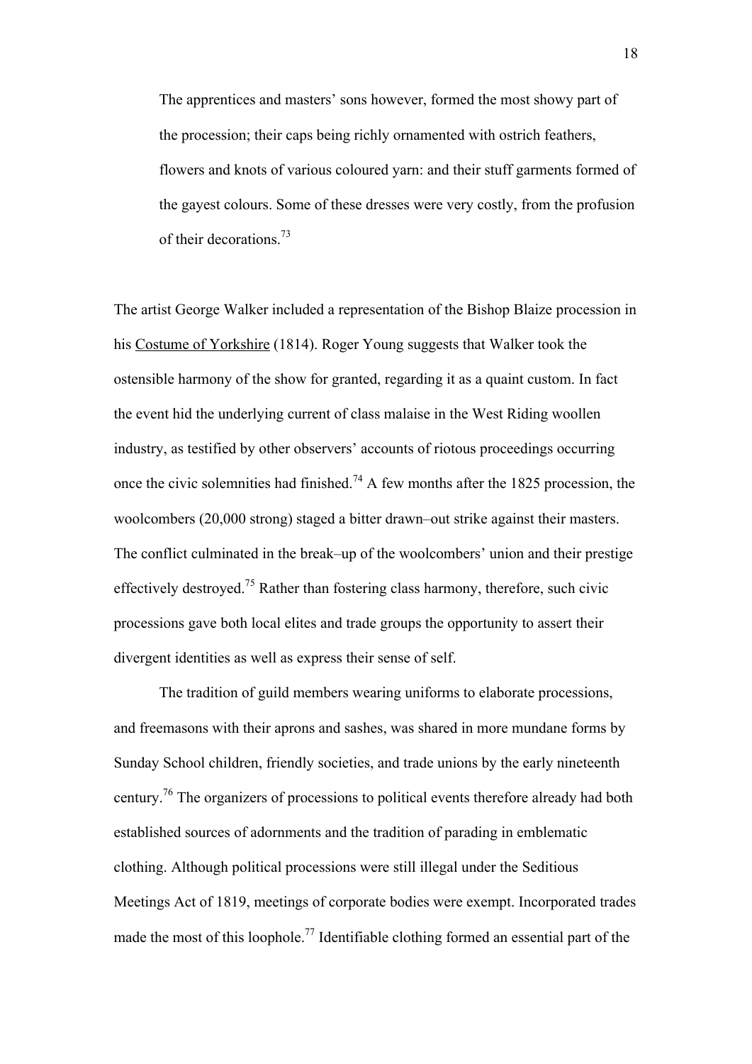> The apprentices and masters' sons however, formed the most showy part of the procession; their caps being richly ornamented with ostrich feathers, flowers and knots of various coloured yarn: and their stuff garments formed of the gayest colours. Some of these dresses were very costly, from the profusion of their decorations.[73]

The artist George Walker included a representation of the Bishop Blaize procession in his Costume of Yorkshire (1814). Roger Young suggests that Walker took the ostensible harmony of the show for granted, regarding it as a quaint custom. In fact the event hid the underlying current of class malaise in the West Riding woollen industry, as testified by other observers' accounts of riotous proceedings occurring once the civic solemnities had finished.[74] A few months after the 1825 procession, the woolcombers (20,000 strong) staged a bitter drawn–out strike against their masters. The conflict culminated in the break–up of the woolcombers' union and their prestige effectively destroyed.[75] Rather than fostering class harmony, therefore, such civic processions gave both local elites and trade groups the opportunity to assert their divergent identities as well as express their sense of self.

The tradition of guild members wearing uniforms to elaborate processions, and freemasons with their aprons and sashes, was shared in more mundane forms by Sunday School children, friendly societies, and trade unions by the early nineteenth century.[76] The organizers of processions to political events therefore already had both established sources of adornments and the tradition of parading in emblematic clothing. Although political processions were still illegal under the Seditious Meetings Act of 1819, meetings of corporate bodies were exempt. Incorporated trades made the most of this loophole.[77] Identifiable clothing formed an essential part of the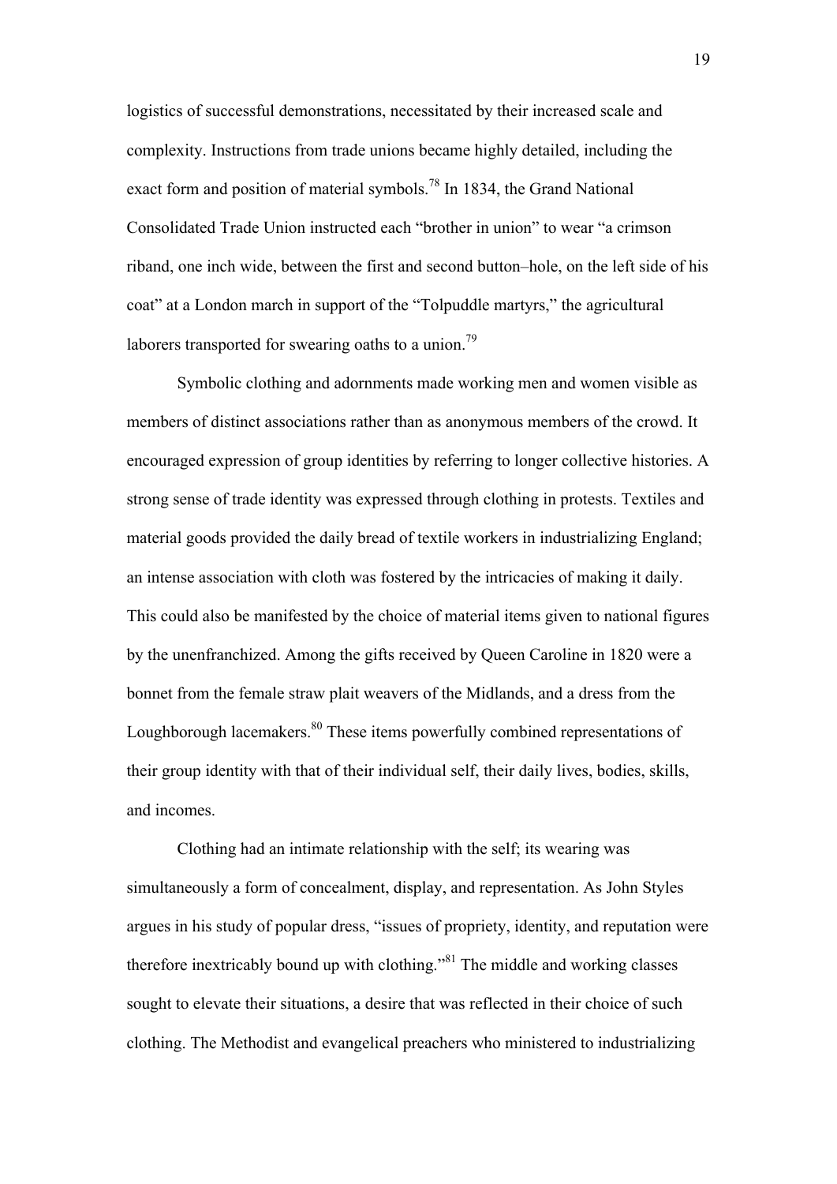logistics of successful demonstrations, necessitated by their increased scale and complexity. Instructions from trade unions became highly detailed, including the exact form and position of material symbols.[78] In 1834, the Grand National Consolidated Trade Union instructed each "brother in union" to wear "a crimson riband, one inch wide, between the first and second button–hole, on the left side of his coat" at a London march in support of the "Tolpuddle martyrs," the agricultural laborers transported for swearing oaths to a union.[79]

Symbolic clothing and adornments made working men and women visible as members of distinct associations rather than as anonymous members of the crowd. It encouraged expression of group identities by referring to longer collective histories. A strong sense of trade identity was expressed through clothing in protests. Textiles and material goods provided the daily bread of textile workers in industrializing England; an intense association with cloth was fostered by the intricacies of making it daily. This could also be manifested by the choice of material items given to national figures by the unenfranchized. Among the gifts received by Queen Caroline in 1820 were a bonnet from the female straw plait weavers of the Midlands, and a dress from the Loughborough lacemakers.[80] These items powerfully combined representations of their group identity with that of their individual self, their daily lives, bodies, skills, and incomes.

Clothing had an intimate relationship with the self; its wearing was simultaneously a form of concealment, display, and representation. As John Styles argues in his study of popular dress, "issues of propriety, identity, and reputation were therefore inextricably bound up with clothing."[81] The middle and working classes sought to elevate their situations, a desire that was reflected in their choice of such clothing. The Methodist and evangelical preachers who ministered to industrializing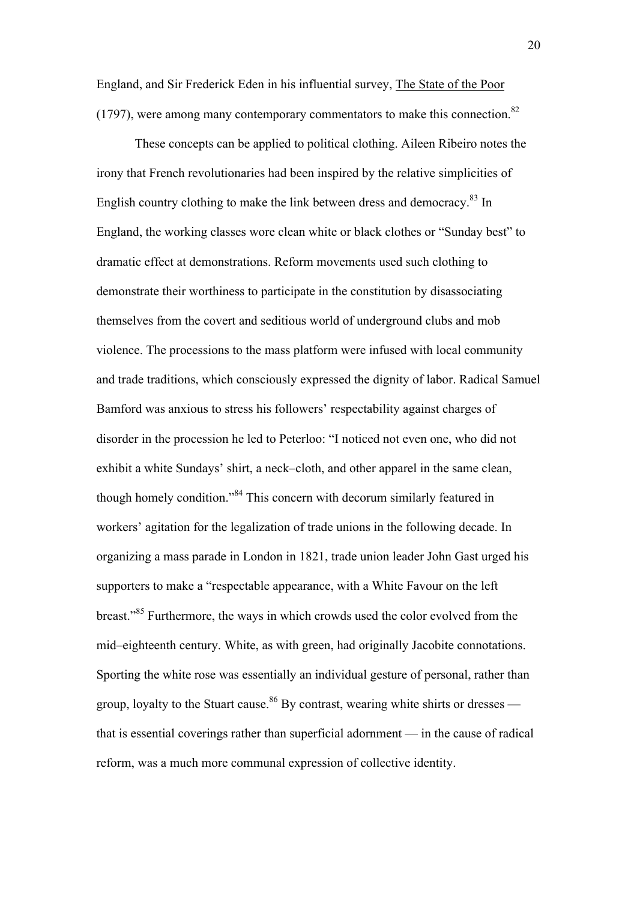England, and Sir Frederick Eden in his influential survey, The State of the Poor (1797), were among many contemporary commentators to make this connection.[82]

These concepts can be applied to political clothing. Aileen Ribeiro notes the irony that French revolutionaries had been inspired by the relative simplicities of English country clothing to make the link between dress and democracy.[83] In England, the working classes wore clean white or black clothes or "Sunday best" to dramatic effect at demonstrations. Reform movements used such clothing to demonstrate their worthiness to participate in the constitution by disassociating themselves from the covert and seditious world of underground clubs and mob violence. The processions to the mass platform were infused with local community and trade traditions, which consciously expressed the dignity of labor. Radical Samuel Bamford was anxious to stress his followers' respectability against charges of disorder in the procession he led to Peterloo: "I noticed not even one, who did not exhibit a white Sundays' shirt, a neck–cloth, and other apparel in the same clean, though homely condition."[84] This concern with decorum similarly featured in workers' agitation for the legalization of trade unions in the following decade. In organizing a mass parade in London in 1821, trade union leader John Gast urged his supporters to make a "respectable appearance, with a White Favour on the left breast."[85] Furthermore, the ways in which crowds used the color evolved from the mid–eighteenth century. White, as with green, had originally Jacobite connotations. Sporting the white rose was essentially an individual gesture of personal, rather than group, loyalty to the Stuart cause.[86] By contrast, wearing white shirts or dresses — that is essential coverings rather than superficial adornment — in the cause of radical reform, was a much more communal expression of collective identity.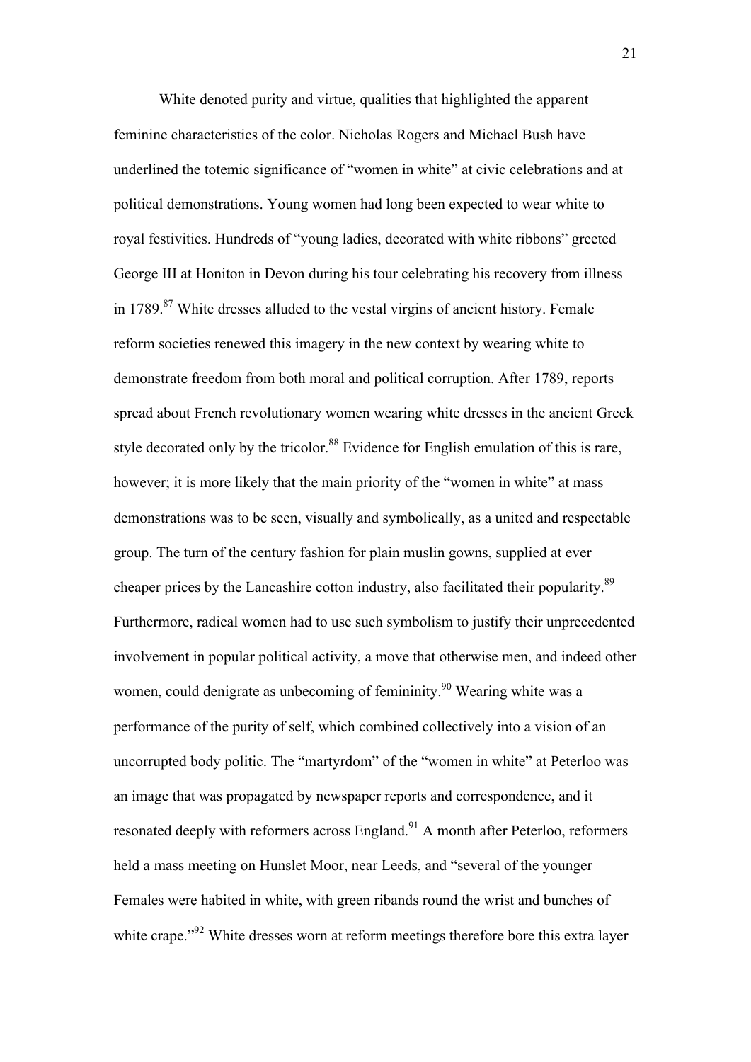White denoted purity and virtue, qualities that highlighted the apparent feminine characteristics of the color. Nicholas Rogers and Michael Bush have underlined the totemic significance of "women in white" at civic celebrations and at political demonstrations. Young women had long been expected to wear white to royal festivities. Hundreds of "young ladies, decorated with white ribbons" greeted George III at Honiton in Devon during his tour celebrating his recovery from illness in 1789.[87] White dresses alluded to the vestal virgins of ancient history. Female reform societies renewed this imagery in the new context by wearing white to demonstrate freedom from both moral and political corruption. After 1789, reports spread about French revolutionary women wearing white dresses in the ancient Greek style decorated only by the tricolor.[88] Evidence for English emulation of this is rare, however; it is more likely that the main priority of the "women in white" at mass demonstrations was to be seen, visually and symbolically, as a united and respectable group. The turn of the century fashion for plain muslin gowns, supplied at ever cheaper prices by the Lancashire cotton industry, also facilitated their popularity.[89] Furthermore, radical women had to use such symbolism to justify their unprecedented involvement in popular political activity, a move that otherwise men, and indeed other women, could denigrate as unbecoming of femininity.[90] Wearing white was a performance of the purity of self, which combined collectively into a vision of an uncorrupted body politic. The "martyrdom" of the "women in white" at Peterloo was an image that was propagated by newspaper reports and correspondence, and it resonated deeply with reformers across England.[91] A month after Peterloo, reformers held a mass meeting on Hunslet Moor, near Leeds, and "several of the younger Females were habited in white, with green ribands round the wrist and bunches of white crape."[92] White dresses worn at reform meetings therefore bore this extra layer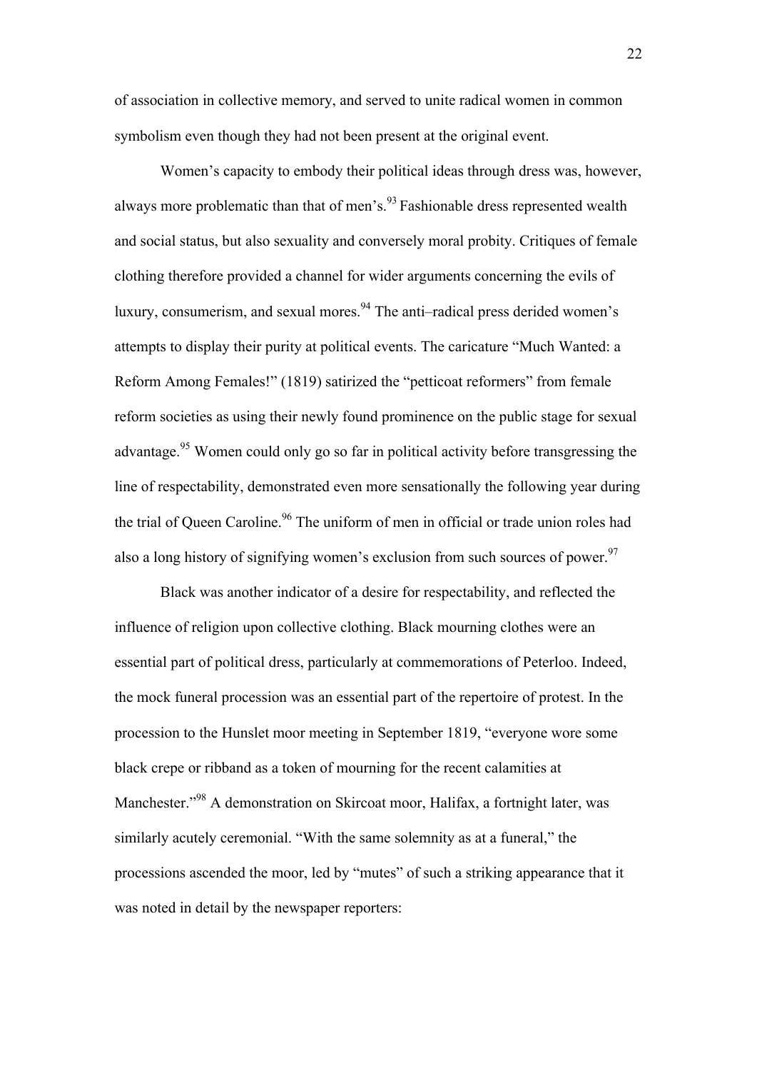of association in collective memory, and served to unite radical women in common symbolism even though they had not been present at the original event.

Women's capacity to embody their political ideas through dress was, however, always more problematic than that of men's.[93] Fashionable dress represented wealth and social status, but also sexuality and conversely moral probity. Critiques of female clothing therefore provided a channel for wider arguments concerning the evils of luxury, consumerism, and sexual mores.[94] The anti–radical press derided women's attempts to display their purity at political events. The caricature "Much Wanted: a Reform Among Females!" (1819) satirized the "petticoat reformers" from female reform societies as using their newly found prominence on the public stage for sexual advantage.[95] Women could only go so far in political activity before transgressing the line of respectability, demonstrated even more sensationally the following year during the trial of Queen Caroline.[96] The uniform of men in official or trade union roles had also a long history of signifying women's exclusion from such sources of power.[97]

Black was another indicator of a desire for respectability, and reflected the influence of religion upon collective clothing. Black mourning clothes were an essential part of political dress, particularly at commemorations of Peterloo. Indeed, the mock funeral procession was an essential part of the repertoire of protest. In the procession to the Hunslet moor meeting in September 1819, "everyone wore some black crepe or ribband as a token of mourning for the recent calamities at Manchester."[98] A demonstration on Skircoat moor, Halifax, a fortnight later, was similarly acutely ceremonial. "With the same solemnity as at a funeral," the processions ascended the moor, led by "mutes" of such a striking appearance that it was noted in detail by the newspaper reporters: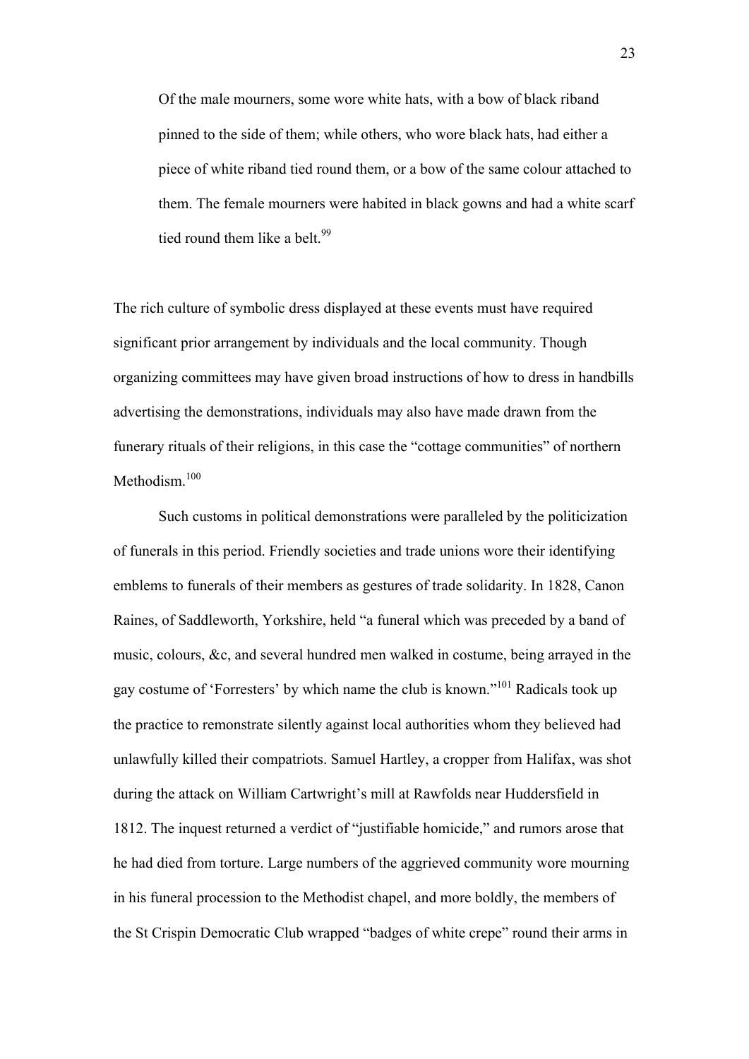> Of the male mourners, some wore white hats, with a bow of black riband pinned to the side of them; while others, who wore black hats, had either a piece of white riband tied round them, or a bow of the same colour attached to them. The female mourners were habited in black gowns and had a white scarf tied round them like a belt.[99]

The rich culture of symbolic dress displayed at these events must have required significant prior arrangement by individuals and the local community. Though organizing committees may have given broad instructions of how to dress in handbills advertising the demonstrations, individuals may also have made drawn from the funerary rituals of their religions, in this case the "cottage communities" of northern Methodism.[100]

Such customs in political demonstrations were paralleled by the politicization of funerals in this period. Friendly societies and trade unions wore their identifying emblems to funerals of their members as gestures of trade solidarity. In 1828, Canon Raines, of Saddleworth, Yorkshire, held "a funeral which was preceded by a band of music, colours, &c, and several hundred men walked in costume, being arrayed in the gay costume of 'Forresters' by which name the club is known."[101] Radicals took up the practice to remonstrate silently against local authorities whom they believed had unlawfully killed their compatriots. Samuel Hartley, a cropper from Halifax, was shot during the attack on William Cartwright's mill at Rawfolds near Huddersfield in 1812. The inquest returned a verdict of "justifiable homicide," and rumors arose that he had died from torture. Large numbers of the aggrieved community wore mourning in his funeral procession to the Methodist chapel, and more boldly, the members of the St Crispin Democratic Club wrapped "badges of white crepe" round their arms in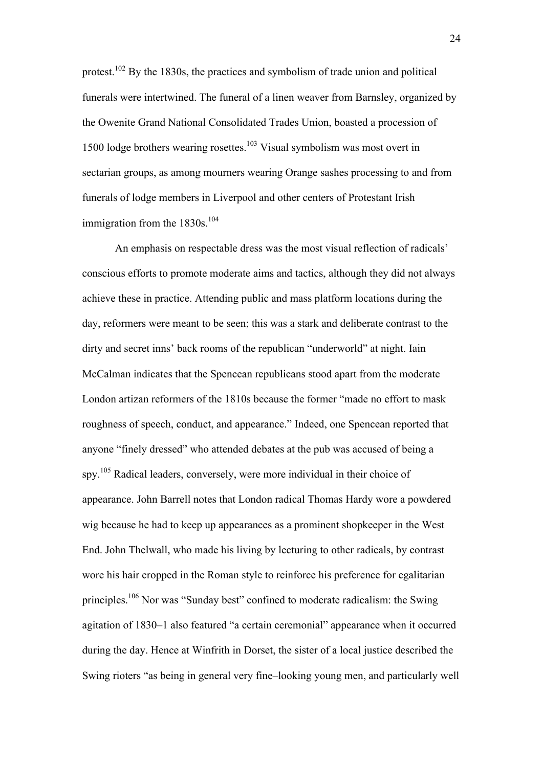protest.[102] By the 1830s, the practices and symbolism of trade union and political funerals were intertwined. The funeral of a linen weaver from Barnsley, organized by the Owenite Grand National Consolidated Trades Union, boasted a procession of 1500 lodge brothers wearing rosettes.[103] Visual symbolism was most overt in sectarian groups, as among mourners wearing Orange sashes processing to and from funerals of lodge members in Liverpool and other centers of Protestant Irish immigration from the 1830s.[104]

An emphasis on respectable dress was the most visual reflection of radicals' conscious efforts to promote moderate aims and tactics, although they did not always achieve these in practice. Attending public and mass platform locations during the day, reformers were meant to be seen; this was a stark and deliberate contrast to the dirty and secret inns' back rooms of the republican "underworld" at night. Iain McCalman indicates that the Spencean republicans stood apart from the moderate London artizan reformers of the 1810s because the former "made no effort to mask roughness of speech, conduct, and appearance." Indeed, one Spencean reported that anyone "finely dressed" who attended debates at the pub was accused of being a spy.[105] Radical leaders, conversely, were more individual in their choice of appearance. John Barrell notes that London radical Thomas Hardy wore a powdered wig because he had to keep up appearances as a prominent shopkeeper in the West End. John Thelwall, who made his living by lecturing to other radicals, by contrast wore his hair cropped in the Roman style to reinforce his preference for egalitarian principles.[106] Nor was "Sunday best" confined to moderate radicalism: the Swing agitation of 1830–1 also featured "a certain ceremonial" appearance when it occurred during the day. Hence at Winfrith in Dorset, the sister of a local justice described the Swing rioters "as being in general very fine–looking young men, and particularly well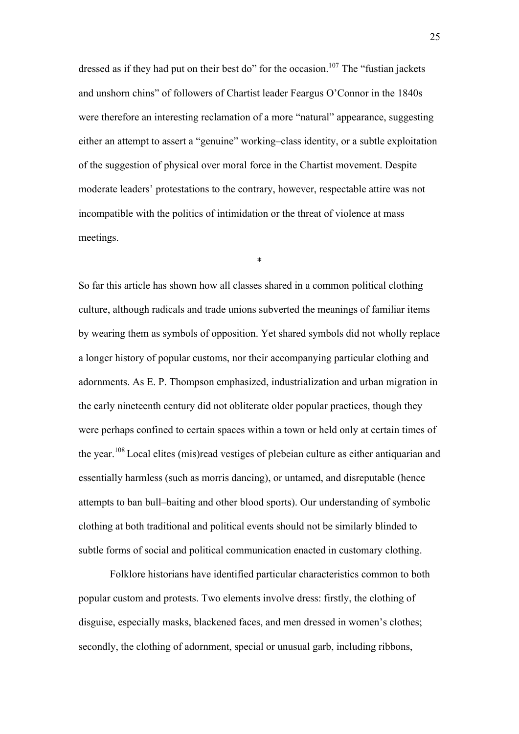dressed as if they had put on their best do" for the occasion.[107] The "fustian jackets and unshorn chins" of followers of Chartist leader Feargus O'Connor in the 1840s were therefore an interesting reclamation of a more "natural" appearance, suggesting either an attempt to assert a "genuine" working–class identity, or a subtle exploitation of the suggestion of physical over moral force in the Chartist movement. Despite moderate leaders' protestations to the contrary, however, respectable attire was not incompatible with the politics of intimidation or the threat of violence at mass meetings.

*

So far this article has shown how all classes shared in a common political clothing culture, although radicals and trade unions subverted the meanings of familiar items by wearing them as symbols of opposition. Yet shared symbols did not wholly replace a longer history of popular customs, nor their accompanying particular clothing and adornments. As E. P. Thompson emphasized, industrialization and urban migration in the early nineteenth century did not obliterate older popular practices, though they were perhaps confined to certain spaces within a town or held only at certain times of the year.[108] Local elites (mis)read vestiges of plebeian culture as either antiquarian and essentially harmless (such as morris dancing), or untamed, and disreputable (hence attempts to ban bull–baiting and other blood sports). Our understanding of symbolic clothing at both traditional and political events should not be similarly blinded to subtle forms of social and political communication enacted in customary clothing.

Folklore historians have identified particular characteristics common to both popular custom and protests. Two elements involve dress: firstly, the clothing of disguise, especially masks, blackened faces, and men dressed in women's clothes; secondly, the clothing of adornment, special or unusual garb, including ribbons,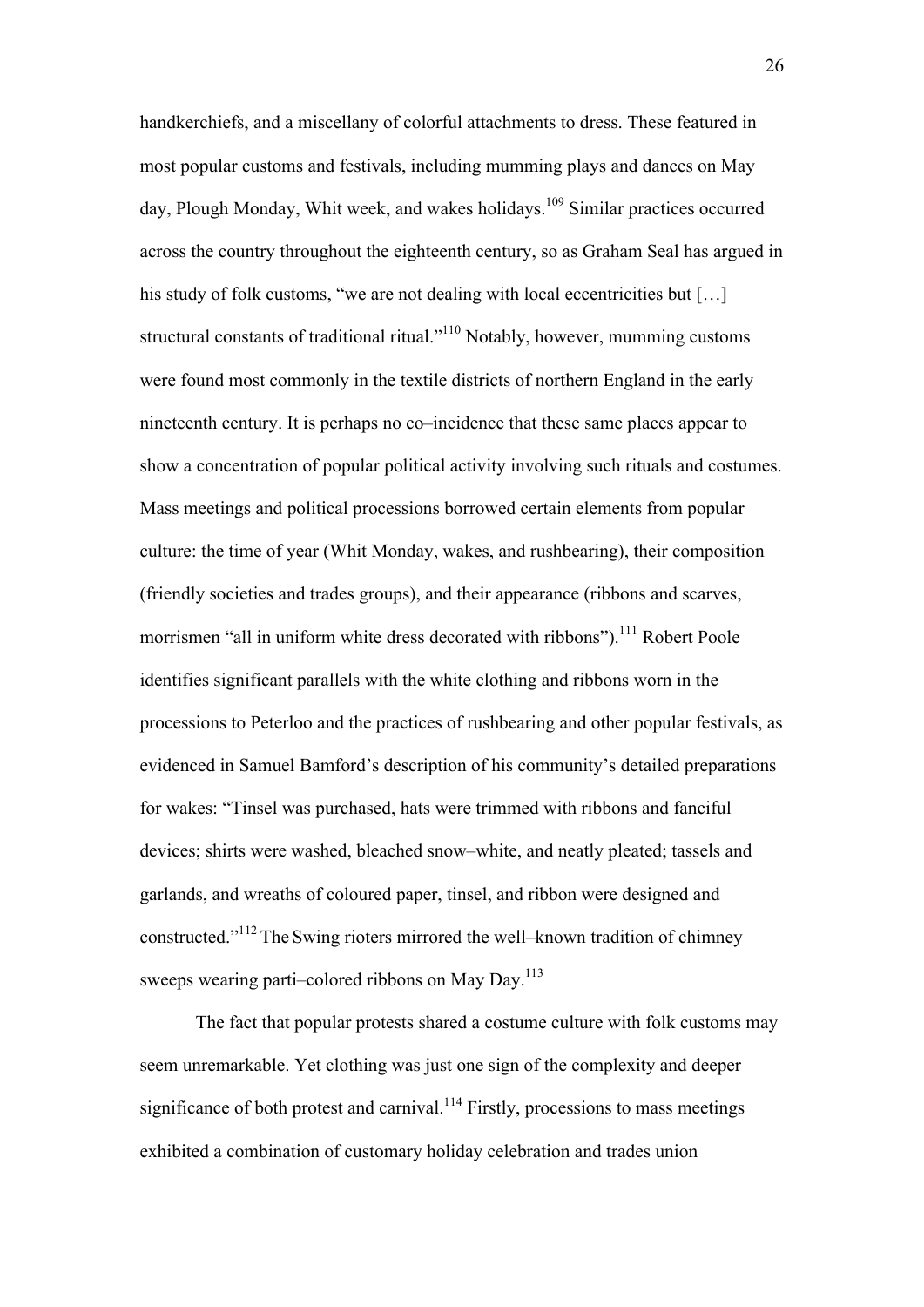handkerchiefs, and a miscellany of colorful attachments to dress. These featured in most popular customs and festivals, including mumming plays and dances on May day, Plough Monday, Whit week, and wakes holidays.[109] Similar practices occurred across the country throughout the eighteenth century, so as Graham Seal has argued in his study of folk customs, "we are not dealing with local eccentricities but […] structural constants of traditional ritual."[110] Notably, however, mumming customs were found most commonly in the textile districts of northern England in the early nineteenth century. It is perhaps no co–incidence that these same places appear to show a concentration of popular political activity involving such rituals and costumes. Mass meetings and political processions borrowed certain elements from popular culture: the time of year (Whit Monday, wakes, and rushbearing), their composition (friendly societies and trades groups), and their appearance (ribbons and scarves, morrismen "all in uniform white dress decorated with ribbons").[111] Robert Poole identifies significant parallels with the white clothing and ribbons worn in the processions to Peterloo and the practices of rushbearing and other popular festivals, as evidenced in Samuel Bamford's description of his community's detailed preparations for wakes: "Tinsel was purchased, hats were trimmed with ribbons and fanciful devices; shirts were washed, bleached snow–white, and neatly pleated; tassels and garlands, and wreaths of coloured paper, tinsel, and ribbon were designed and constructed."[112] The Swing rioters mirrored the well–known tradition of chimney sweeps wearing parti–colored ribbons on May Day.[113]

The fact that popular protests shared a costume culture with folk customs may seem unremarkable. Yet clothing was just one sign of the complexity and deeper significance of both protest and carnival.[114] Firstly, processions to mass meetings exhibited a combination of customary holiday celebration and trades union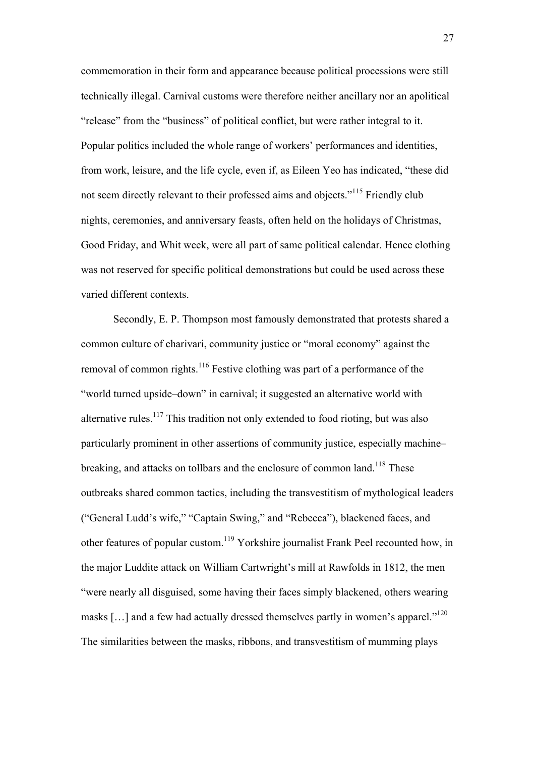commemoration in their form and appearance because political processions were still technically illegal. Carnival customs were therefore neither ancillary nor an apolitical "release" from the "business" of political conflict, but were rather integral to it. Popular politics included the whole range of workers' performances and identities, from work, leisure, and the life cycle, even if, as Eileen Yeo has indicated, "these did not seem directly relevant to their professed aims and objects."[115] Friendly club nights, ceremonies, and anniversary feasts, often held on the holidays of Christmas, Good Friday, and Whit week, were all part of same political calendar. Hence clothing was not reserved for specific political demonstrations but could be used across these varied different contexts.

Secondly, E. P. Thompson most famously demonstrated that protests shared a common culture of charivari, community justice or "moral economy" against the removal of common rights.[116] Festive clothing was part of a performance of the "world turned upside–down" in carnival; it suggested an alternative world with alternative rules.[117] This tradition not only extended to food rioting, but was also particularly prominent in other assertions of community justice, especially machine–breaking, and attacks on tollbars and the enclosure of common land.[118] These outbreaks shared common tactics, including the transvestitism of mythological leaders ("General Ludd's wife," "Captain Swing," and "Rebecca"), blackened faces, and other features of popular custom.[119] Yorkshire journalist Frank Peel recounted how, in the major Luddite attack on William Cartwright's mill at Rawfolds in 1812, the men "were nearly all disguised, some having their faces simply blackened, others wearing masks […] and a few had actually dressed themselves partly in women's apparel."[120] The similarities between the masks, ribbons, and transvestitism of mumming plays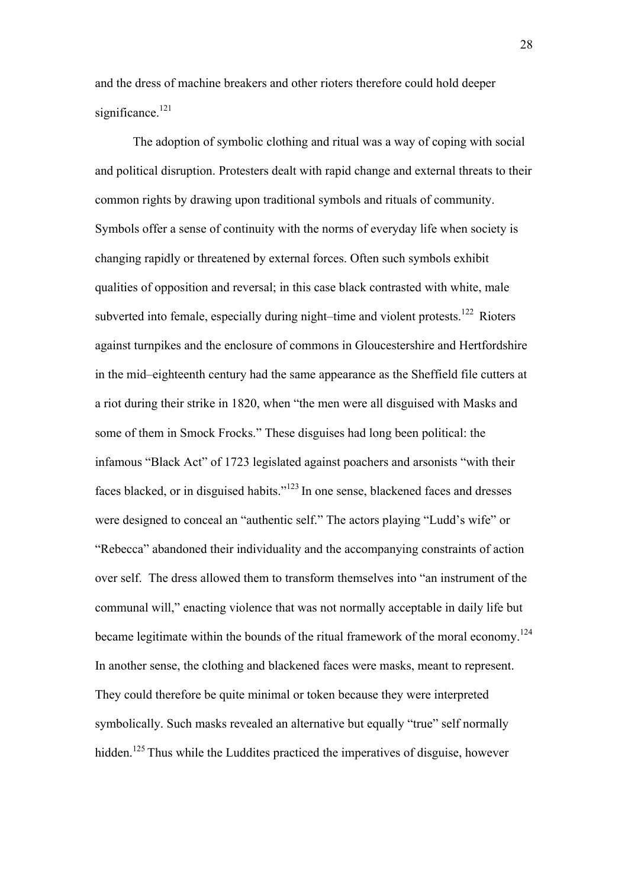and the dress of machine breakers and other rioters therefore could hold deeper significance.[121]

The adoption of symbolic clothing and ritual was a way of coping with social and political disruption. Protesters dealt with rapid change and external threats to their common rights by drawing upon traditional symbols and rituals of community. Symbols offer a sense of continuity with the norms of everyday life when society is changing rapidly or threatened by external forces. Often such symbols exhibit qualities of opposition and reversal; in this case black contrasted with white, male subverted into female, especially during night–time and violent protests.[122] Rioters against turnpikes and the enclosure of commons in Gloucestershire and Hertfordshire in the mid–eighteenth century had the same appearance as the Sheffield file cutters at a riot during their strike in 1820, when "the men were all disguised with Masks and some of them in Smock Frocks." These disguises had long been political: the infamous "Black Act" of 1723 legislated against poachers and arsonists "with their faces blacked, or in disguised habits."[123] In one sense, blackened faces and dresses were designed to conceal an "authentic self." The actors playing "Ludd's wife" or "Rebecca" abandoned their individuality and the accompanying constraints of action over self. The dress allowed them to transform themselves into "an instrument of the communal will," enacting violence that was not normally acceptable in daily life but became legitimate within the bounds of the ritual framework of the moral economy.[124] In another sense, the clothing and blackened faces were masks, meant to represent. They could therefore be quite minimal or token because they were interpreted symbolically. Such masks revealed an alternative but equally "true" self normally hidden.[125] Thus while the Luddites practiced the imperatives of disguise, however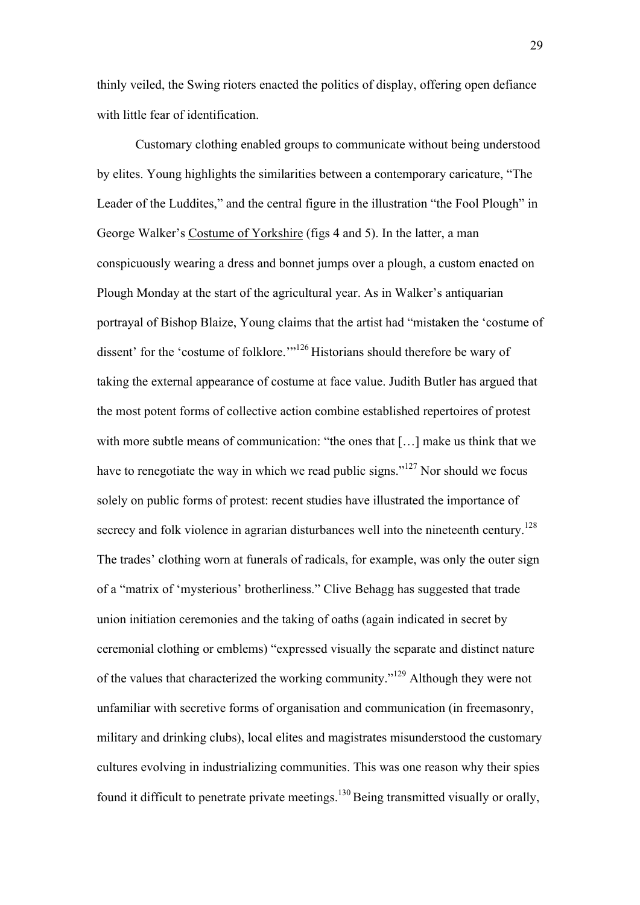thinly veiled, the Swing rioters enacted the politics of display, offering open defiance with little fear of identification.

Customary clothing enabled groups to communicate without being understood by elites. Young highlights the similarities between a contemporary caricature, "The Leader of the Luddites," and the central figure in the illustration "the Fool Plough" in George Walker's Costume of Yorkshire (figs 4 and 5). In the latter, a man conspicuously wearing a dress and bonnet jumps over a plough, a custom enacted on Plough Monday at the start of the agricultural year. As in Walker's antiquarian portrayal of Bishop Blaize, Young claims that the artist had "mistaken the 'costume of dissent' for the 'costume of folklore.'"[126] Historians should therefore be wary of taking the external appearance of costume at face value. Judith Butler has argued that the most potent forms of collective action combine established repertoires of protest with more subtle means of communication: "the ones that […] make us think that we have to renegotiate the way in which we read public signs."[127] Nor should we focus solely on public forms of protest: recent studies have illustrated the importance of secrecy and folk violence in agrarian disturbances well into the nineteenth century.[128] The trades' clothing worn at funerals of radicals, for example, was only the outer sign of a "matrix of 'mysterious' brotherliness." Clive Behagg has suggested that trade union initiation ceremonies and the taking of oaths (again indicated in secret by ceremonial clothing or emblems) "expressed visually the separate and distinct nature of the values that characterized the working community."[129] Although they were not unfamiliar with secretive forms of organisation and communication (in freemasonry, military and drinking clubs), local elites and magistrates misunderstood the customary cultures evolving in industrializing communities. This was one reason why their spies found it difficult to penetrate private meetings.[130] Being transmitted visually or orally,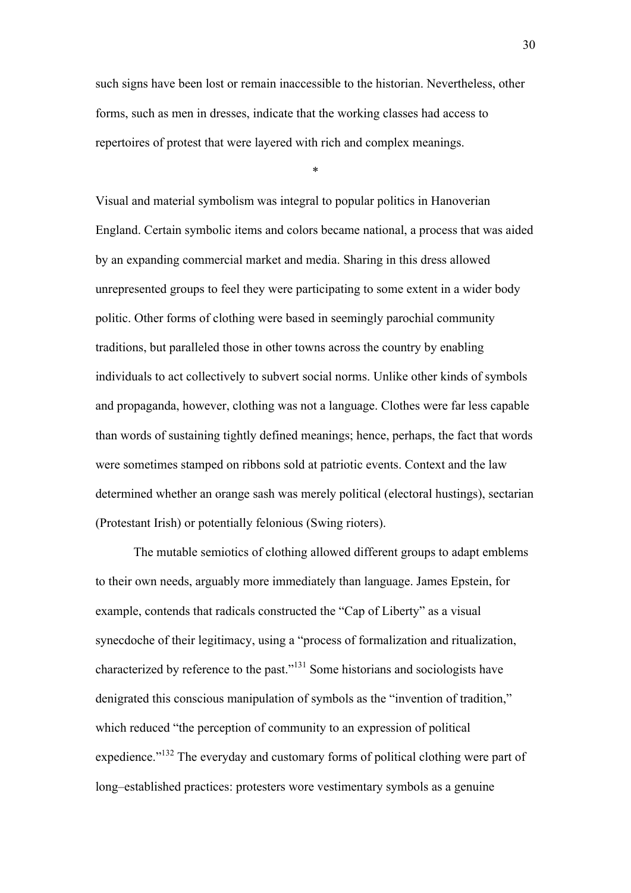such signs have been lost or remain inaccessible to the historian. Nevertheless, other forms, such as men in dresses, indicate that the working classes had access to repertoires of protest that were layered with rich and complex meanings.

*

Visual and material symbolism was integral to popular politics in Hanoverian England. Certain symbolic items and colors became national, a process that was aided by an expanding commercial market and media. Sharing in this dress allowed unrepresented groups to feel they were participating to some extent in a wider body politic. Other forms of clothing were based in seemingly parochial community traditions, but paralleled those in other towns across the country by enabling individuals to act collectively to subvert social norms. Unlike other kinds of symbols and propaganda, however, clothing was not a language. Clothes were far less capable than words of sustaining tightly defined meanings; hence, perhaps, the fact that words were sometimes stamped on ribbons sold at patriotic events. Context and the law determined whether an orange sash was merely political (electoral hustings), sectarian (Protestant Irish) or potentially felonious (Swing rioters).

The mutable semiotics of clothing allowed different groups to adapt emblems to their own needs, arguably more immediately than language. James Epstein, for example, contends that radicals constructed the "Cap of Liberty" as a visual synecdoche of their legitimacy, using a "process of formalization and ritualization, characterized by reference to the past."[131] Some historians and sociologists have denigrated this conscious manipulation of symbols as the "invention of tradition," which reduced "the perception of community to an expression of political expedience."[132] The everyday and customary forms of political clothing were part of long–established practices: protesters wore vestimentary symbols as a genuine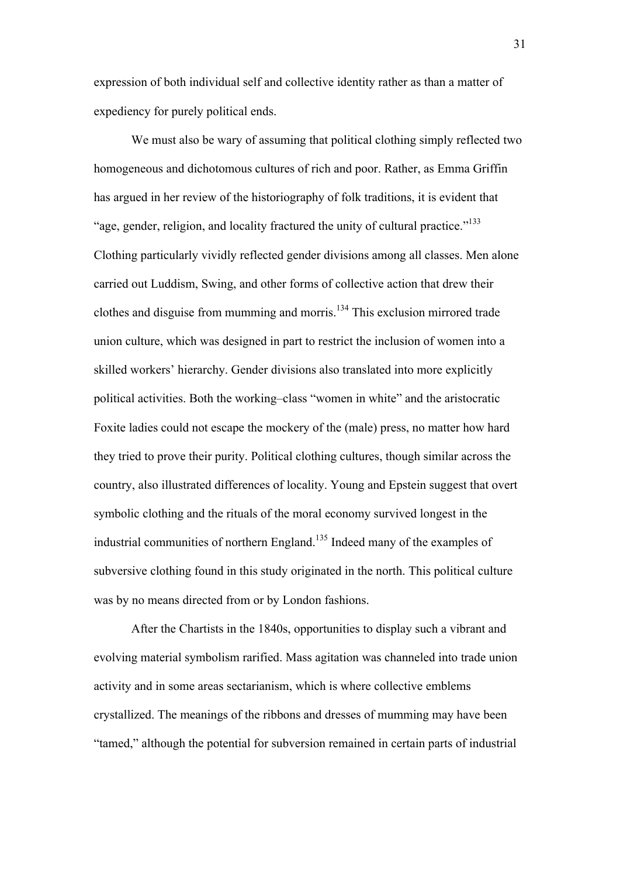expression of both individual self and collective identity rather as than a matter of expediency for purely political ends.

We must also be wary of assuming that political clothing simply reflected two homogeneous and dichotomous cultures of rich and poor. Rather, as Emma Griffin has argued in her review of the historiography of folk traditions, it is evident that "age, gender, religion, and locality fractured the unity of cultural practice."[133] Clothing particularly vividly reflected gender divisions among all classes. Men alone carried out Luddism, Swing, and other forms of collective action that drew their clothes and disguise from mumming and morris.[134] This exclusion mirrored trade union culture, which was designed in part to restrict the inclusion of women into a skilled workers' hierarchy. Gender divisions also translated into more explicitly political activities. Both the working–class "women in white" and the aristocratic Foxite ladies could not escape the mockery of the (male) press, no matter how hard they tried to prove their purity. Political clothing cultures, though similar across the country, also illustrated differences of locality. Young and Epstein suggest that overt symbolic clothing and the rituals of the moral economy survived longest in the industrial communities of northern England.[135] Indeed many of the examples of subversive clothing found in this study originated in the north. This political culture was by no means directed from or by London fashions.

After the Chartists in the 1840s, opportunities to display such a vibrant and evolving material symbolism rarified. Mass agitation was channeled into trade union activity and in some areas sectarianism, which is where collective emblems crystallized. The meanings of the ribbons and dresses of mumming may have been "tamed," although the potential for subversion remained in certain parts of industrial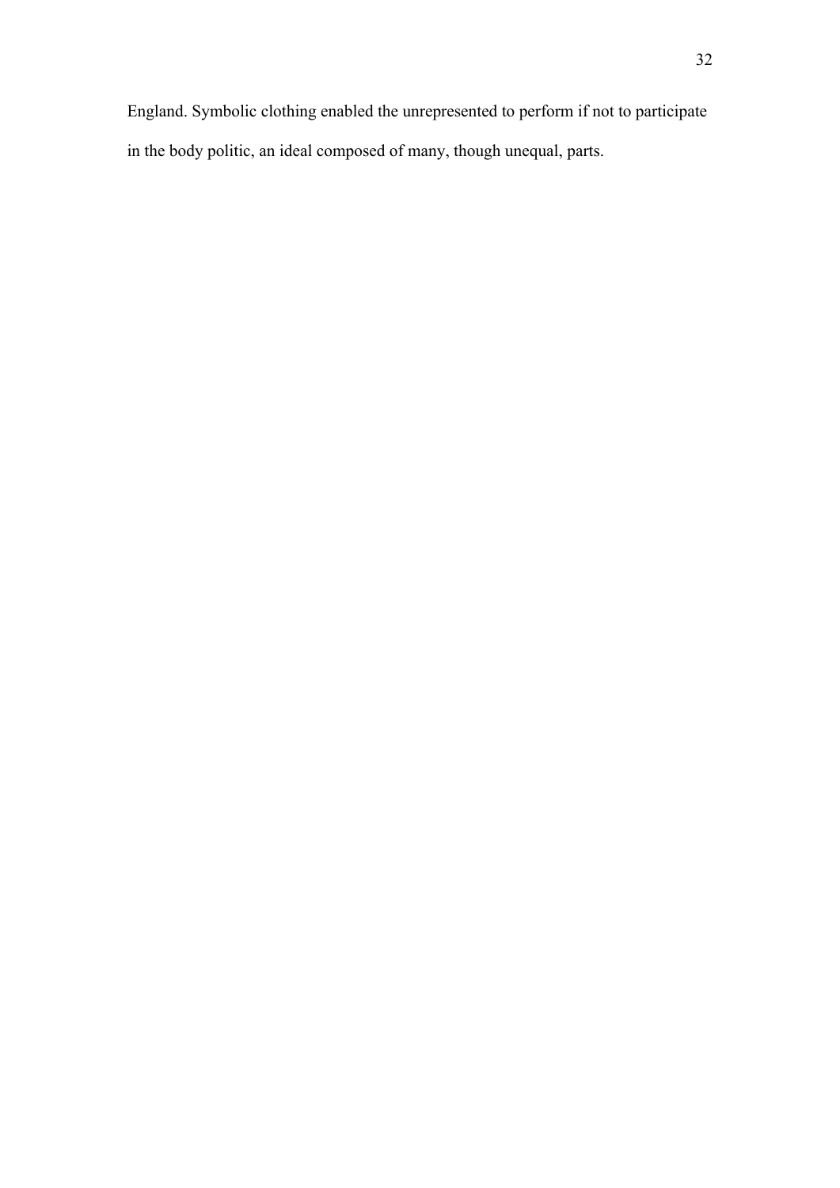England. Symbolic clothing enabled the unrepresented to perform if not to participate in the body politic, an ideal composed of many, though unequal, parts.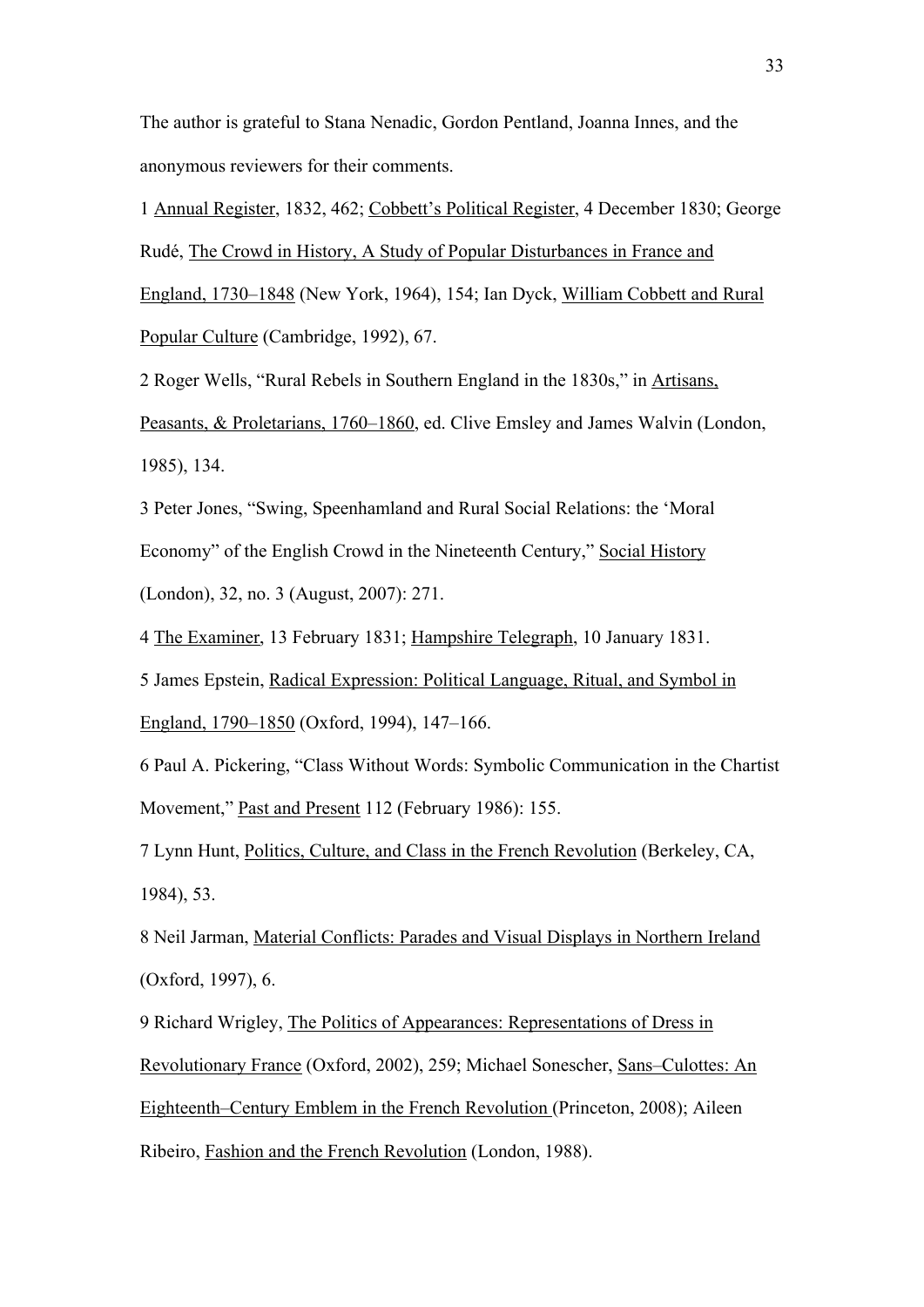The author is grateful to Stana Nenadic, Gordon Pentland, Joanna Innes, and the anonymous reviewers for their comments.

1 Annual Register, 1832, 462; Cobbett's Political Register, 4 December 1830; George Rudé, The Crowd in History, A Study of Popular Disturbances in France and England, 1730–1848 (New York, 1964), 154; Ian Dyck, William Cobbett and Rural Popular Culture (Cambridge, 1992), 67.

2 Roger Wells, "Rural Rebels in Southern England in the 1830s," in Artisans, Peasants, & Proletarians, 1760–1860, ed. Clive Emsley and James Walvin (London, 1985), 134.

3 Peter Jones, "Swing, Speenhamland and Rural Social Relations: the 'Moral Economy" of the English Crowd in the Nineteenth Century," Social History (London), 32, no. 3 (August, 2007): 271.

4 The Examiner, 13 February 1831; Hampshire Telegraph, 10 January 1831.

5 James Epstein, Radical Expression: Political Language, Ritual, and Symbol in England, 1790–1850 (Oxford, 1994), 147–166.

6 Paul A. Pickering, "Class Without Words: Symbolic Communication in the Chartist Movement," Past and Present 112 (February 1986): 155.

7 Lynn Hunt, Politics, Culture, and Class in the French Revolution (Berkeley, CA, 1984), 53.

8 Neil Jarman, Material Conflicts: Parades and Visual Displays in Northern Ireland (Oxford, 1997), 6.

9 Richard Wrigley, The Politics of Appearances: Representations of Dress in Revolutionary France (Oxford, 2002), 259; Michael Sonescher, Sans–Culottes: An Eighteenth–Century Emblem in the French Revolution (Princeton, 2008); Aileen Ribeiro, Fashion and the French Revolution (London, 1988).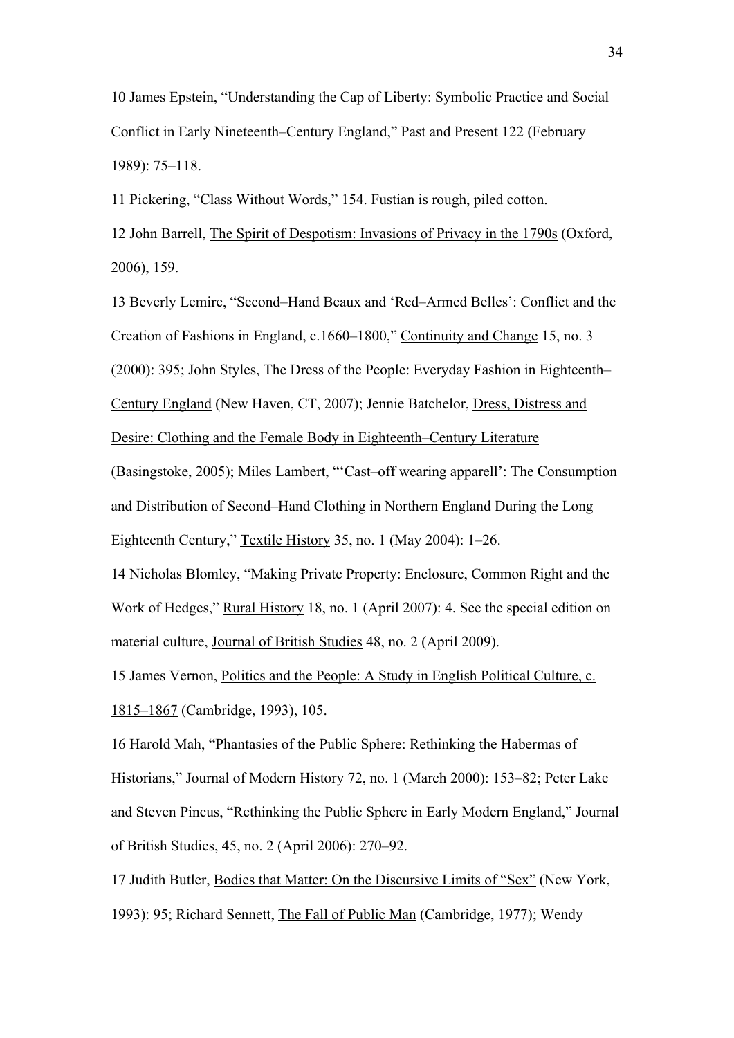10 James Epstein, "Understanding the Cap of Liberty: Symbolic Practice and Social Conflict in Early Nineteenth–Century England," Past and Present 122 (February 1989): 75–118.

11 Pickering, "Class Without Words," 154. Fustian is rough, piled cotton.

12 John Barrell, The Spirit of Despotism: Invasions of Privacy in the 1790s (Oxford, 2006), 159.

13 Beverly Lemire, "Second–Hand Beaux and 'Red–Armed Belles': Conflict and the Creation of Fashions in England, c.1660–1800," Continuity and Change 15, no. 3 (2000): 395; John Styles, The Dress of the People: Everyday Fashion in Eighteenth–Century England (New Haven, CT, 2007); Jennie Batchelor, Dress, Distress and Desire: Clothing and the Female Body in Eighteenth–Century Literature (Basingstoke, 2005); Miles Lambert, "'Cast–off wearing apparell': The Consumption and Distribution of Second–Hand Clothing in Northern England During the Long Eighteenth Century," Textile History 35, no. 1 (May 2004): 1–26.

14 Nicholas Blomley, "Making Private Property: Enclosure, Common Right and the Work of Hedges," Rural History 18, no. 1 (April 2007): 4. See the special edition on material culture, Journal of British Studies 48, no. 2 (April 2009).

15 James Vernon, Politics and the People: A Study in English Political Culture, c. 1815–1867 (Cambridge, 1993), 105.

16 Harold Mah, "Phantasies of the Public Sphere: Rethinking the Habermas of Historians," Journal of Modern History 72, no. 1 (March 2000): 153–82; Peter Lake and Steven Pincus, "Rethinking the Public Sphere in Early Modern England," Journal of British Studies, 45, no. 2 (April 2006): 270–92.

17 Judith Butler, Bodies that Matter: On the Discursive Limits of "Sex" (New York, 1993): 95; Richard Sennett, The Fall of Public Man (Cambridge, 1977); Wendy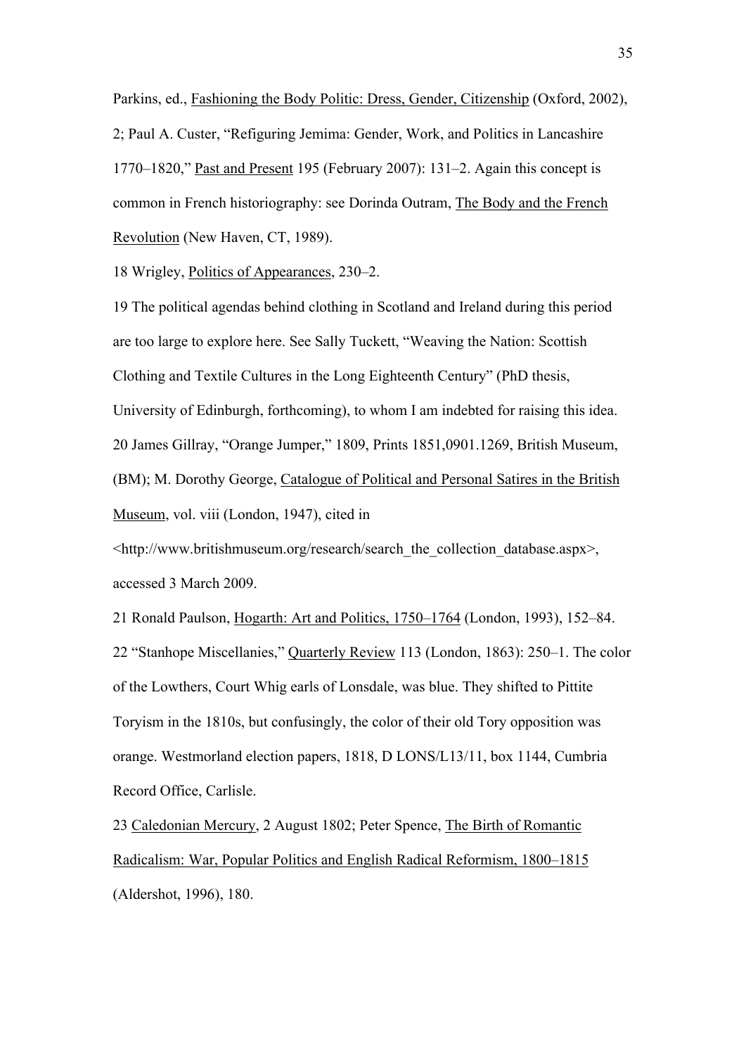Parkins, ed., Fashioning the Body Politic: Dress, Gender, Citizenship (Oxford, 2002), 2; Paul A. Custer, "Refiguring Jemima: Gender, Work, and Politics in Lancashire 1770–1820," Past and Present 195 (February 2007): 131–2. Again this concept is common in French historiography: see Dorinda Outram, The Body and the French Revolution (New Haven, CT, 1989).

18 Wrigley, Politics of Appearances, 230–2.

19 The political agendas behind clothing in Scotland and Ireland during this period are too large to explore here. See Sally Tuckett, "Weaving the Nation: Scottish Clothing and Textile Cultures in the Long Eighteenth Century" (PhD thesis, University of Edinburgh, forthcoming), to whom I am indebted for raising this idea.

20 James Gillray, "Orange Jumper," 1809, Prints 1851,0901.1269, British Museum, (BM); M. Dorothy George, Catalogue of Political and Personal Satires in the British Museum, vol. viii (London, 1947), cited in <http://www.britishmuseum.org/research/search_the_collection_database.aspx>, accessed 3 March 2009.

21 Ronald Paulson, Hogarth: Art and Politics, 1750–1764 (London, 1993), 152–84.

22 "Stanhope Miscellanies," Quarterly Review 113 (London, 1863): 250–1. The color of the Lowthers, Court Whig earls of Lonsdale, was blue. They shifted to Pittite Toryism in the 1810s, but confusingly, the color of their old Tory opposition was orange. Westmorland election papers, 1818, D LONS/L13/11, box 1144, Cumbria Record Office, Carlisle.

23 Caledonian Mercury, 2 August 1802; Peter Spence, The Birth of Romantic Radicalism: War, Popular Politics and English Radical Reformism, 1800–1815 (Aldershot, 1996), 180.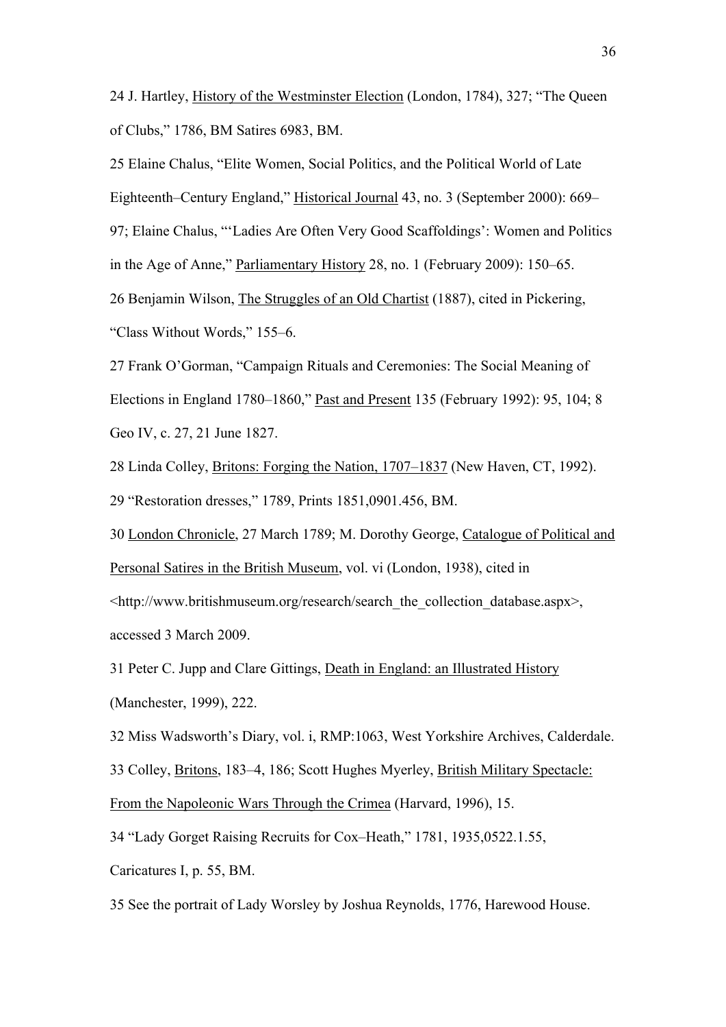24 J. Hartley, History of the Westminster Election (London, 1784), 327; "The Queen of Clubs," 1786, BM Satires 6983, BM.

25 Elaine Chalus, "Elite Women, Social Politics, and the Political World of Late Eighteenth–Century England," Historical Journal 43, no. 3 (September 2000): 669–97; Elaine Chalus, "'Ladies Are Often Very Good Scaffoldings': Women and Politics in the Age of Anne," Parliamentary History 28, no. 1 (February 2009): 150–65.

26 Benjamin Wilson, The Struggles of an Old Chartist (1887), cited in Pickering, "Class Without Words," 155–6.

27 Frank O'Gorman, "Campaign Rituals and Ceremonies: The Social Meaning of Elections in England 1780–1860," Past and Present 135 (February 1992): 95, 104; 8 Geo IV, c. 27, 21 June 1827.

28 Linda Colley, Britons: Forging the Nation, 1707–1837 (New Haven, CT, 1992).

29 "Restoration dresses," 1789, Prints 1851,0901.456, BM.

30 London Chronicle, 27 March 1789; M. Dorothy George, Catalogue of Political and Personal Satires in the British Museum, vol. vi (London, 1938), cited in <http://www.britishmuseum.org/research/search_the_collection_database.aspx>, accessed 3 March 2009.

31 Peter C. Jupp and Clare Gittings, Death in England: an Illustrated History (Manchester, 1999), 222.

32 Miss Wadsworth's Diary, vol. i, RMP:1063, West Yorkshire Archives, Calderdale.

33 Colley, Britons, 183–4, 186; Scott Hughes Myerley, British Military Spectacle: From the Napoleonic Wars Through the Crimea (Harvard, 1996), 15.

34 "Lady Gorget Raising Recruits for Cox–Heath," 1781, 1935,0522.1.55, Caricatures I, p. 55, BM.

35 See the portrait of Lady Worsley by Joshua Reynolds, 1776, Harewood House.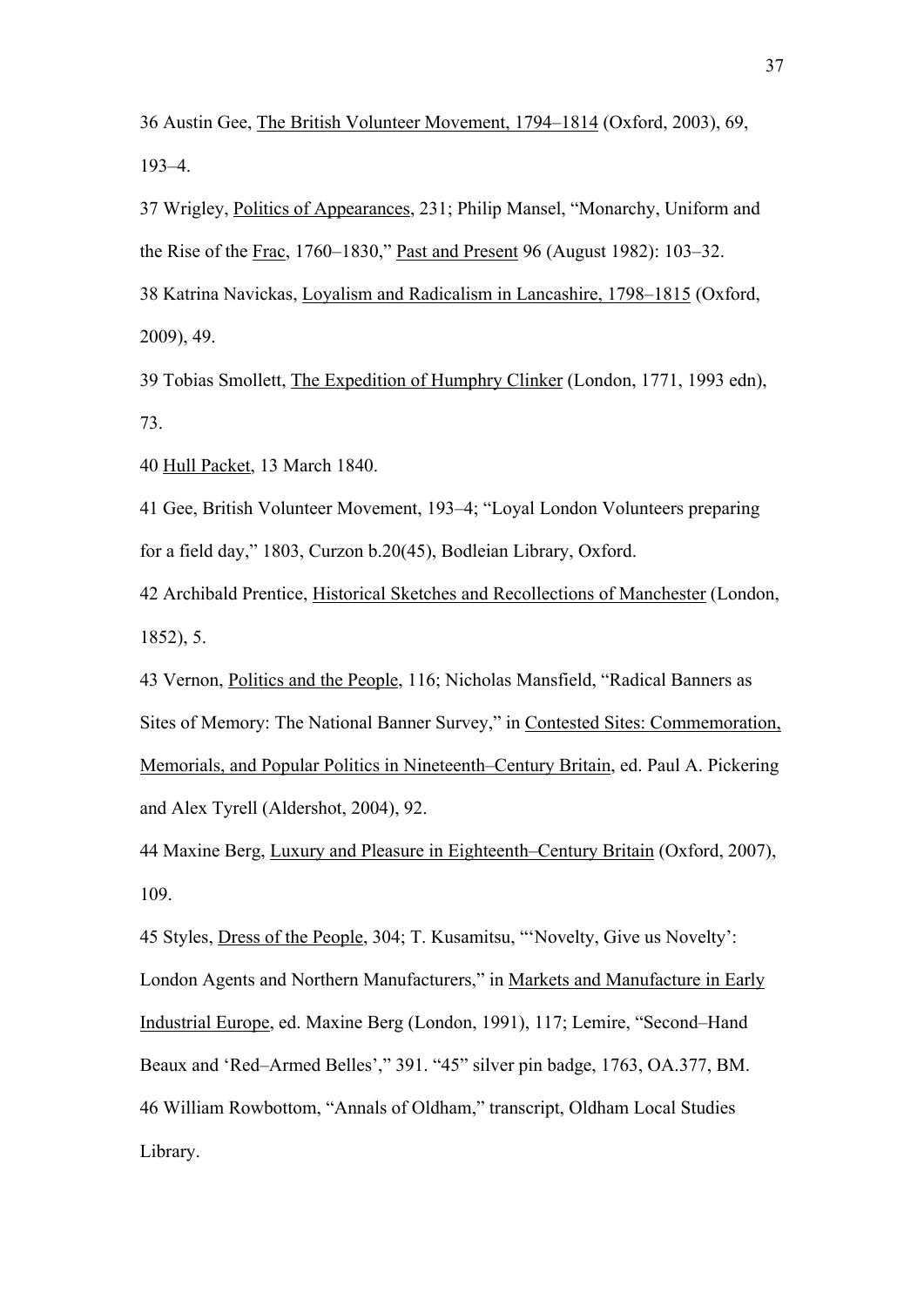36 Austin Gee, The British Volunteer Movement, 1794–1814 (Oxford, 2003), 69, 193–4.

37 Wrigley, Politics of Appearances, 231; Philip Mansel, "Monarchy, Uniform and the Rise of the Frac, 1760–1830," Past and Present 96 (August 1982): 103–32.

38 Katrina Navickas, Loyalism and Radicalism in Lancashire, 1798–1815 (Oxford, 2009), 49.

39 Tobias Smollett, The Expedition of Humphry Clinker (London, 1771, 1993 edn), 73.

40 Hull Packet, 13 March 1840.

41 Gee, British Volunteer Movement, 193–4; "Loyal London Volunteers preparing for a field day," 1803, Curzon b.20(45), Bodleian Library, Oxford.

42 Archibald Prentice, Historical Sketches and Recollections of Manchester (London, 1852), 5.

43 Vernon, Politics and the People, 116; Nicholas Mansfield, "Radical Banners as Sites of Memory: The National Banner Survey," in Contested Sites: Commemoration, Memorials, and Popular Politics in Nineteenth–Century Britain, ed. Paul A. Pickering and Alex Tyrell (Aldershot, 2004), 92.

44 Maxine Berg, Luxury and Pleasure in Eighteenth–Century Britain (Oxford, 2007), 109.

45 Styles, Dress of the People, 304; T. Kusamitsu, "'Novelty, Give us Novelty': London Agents and Northern Manufacturers," in Markets and Manufacture in Early Industrial Europe, ed. Maxine Berg (London, 1991), 117; Lemire, "Second–Hand Beaux and 'Red–Armed Belles'," 391. "45" silver pin badge, 1763, OA.377, BM.

46 William Rowbottom, "Annals of Oldham," transcript, Oldham Local Studies Library.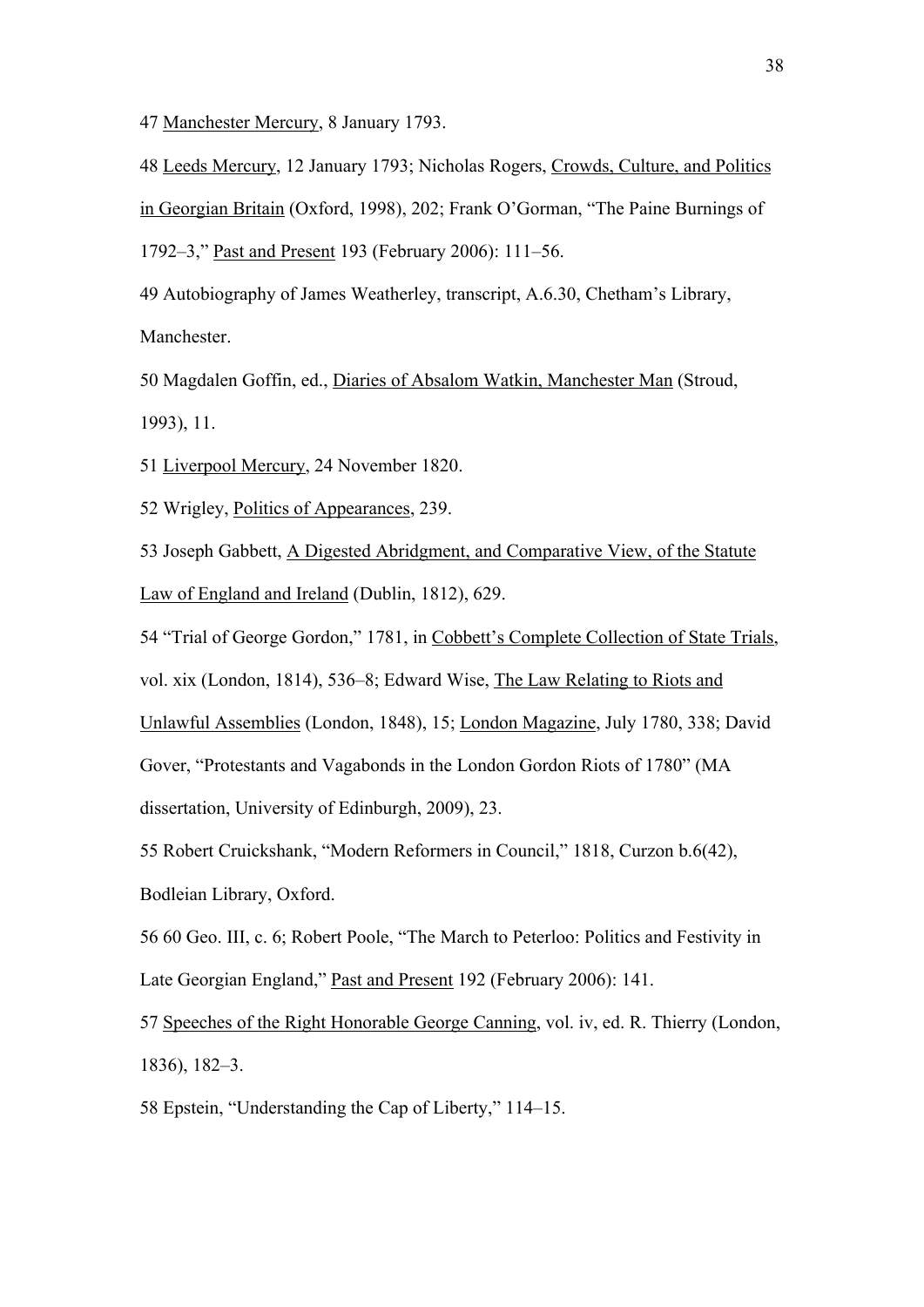47 Manchester Mercury, 8 January 1793.

48 Leeds Mercury, 12 January 1793; Nicholas Rogers, Crowds, Culture, and Politics in Georgian Britain (Oxford, 1998), 202; Frank O'Gorman, "The Paine Burnings of 1792–3," Past and Present 193 (February 2006): 111–56.

49 Autobiography of James Weatherley, transcript, A.6.30, Chetham's Library, Manchester.

50 Magdalen Goffin, ed., Diaries of Absalom Watkin, Manchester Man (Stroud, 1993), 11.

51 Liverpool Mercury, 24 November 1820.

52 Wrigley, Politics of Appearances, 239.

53 Joseph Gabbett, A Digested Abridgment, and Comparative View, of the Statute Law of England and Ireland (Dublin, 1812), 629.

54 "Trial of George Gordon," 1781, in Cobbett's Complete Collection of State Trials, vol. xix (London, 1814), 536–8; Edward Wise, The Law Relating to Riots and Unlawful Assemblies (London, 1848), 15; London Magazine, July 1780, 338; David Gover, "Protestants and Vagabonds in the London Gordon Riots of 1780" (MA dissertation, University of Edinburgh, 2009), 23.

55 Robert Cruickshank, "Modern Reformers in Council," 1818, Curzon b.6(42), Bodleian Library, Oxford.

56 60 Geo. III, c. 6; Robert Poole, "The March to Peterloo: Politics and Festivity in Late Georgian England," Past and Present 192 (February 2006): 141.

57 Speeches of the Right Honorable George Canning, vol. iv, ed. R. Thierry (London, 1836), 182–3.

58 Epstein, "Understanding the Cap of Liberty," 114–15.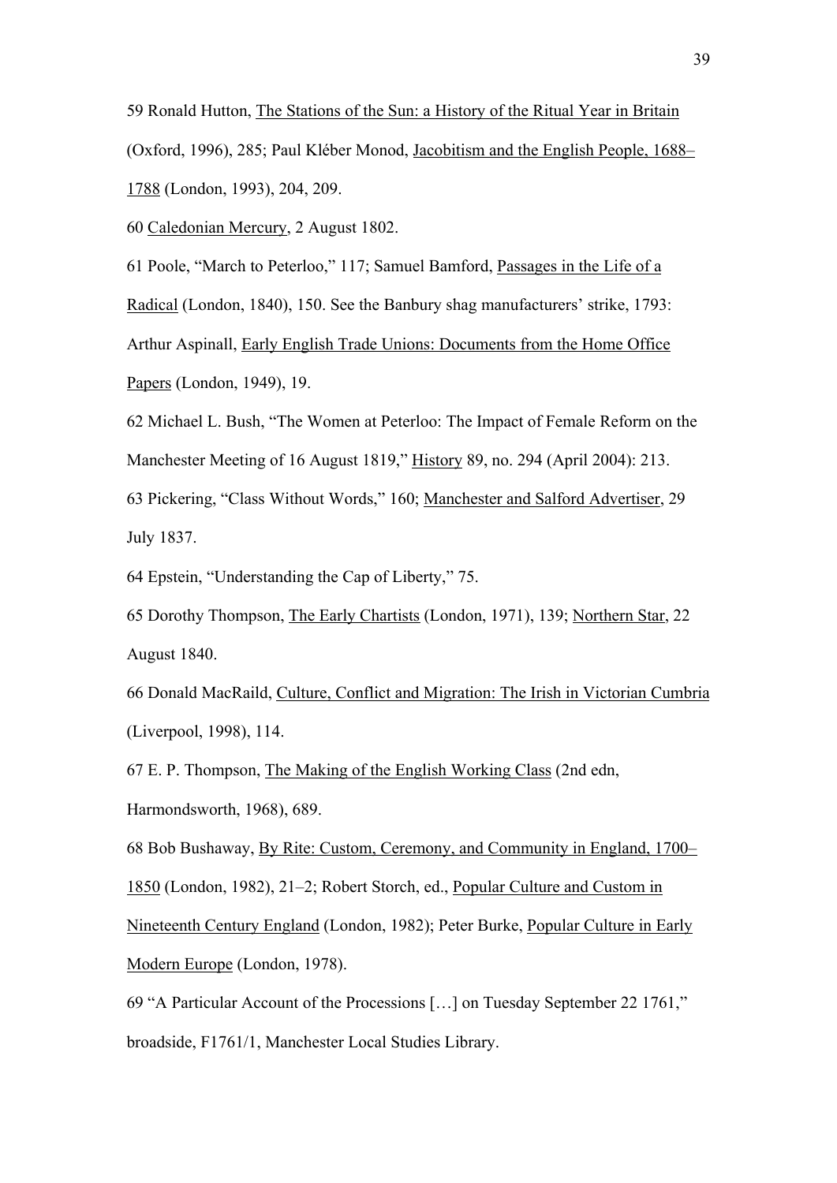59 Ronald Hutton, The Stations of the Sun: a History of the Ritual Year in Britain (Oxford, 1996), 285; Paul Kléber Monod, Jacobitism and the English People, 1688–1788 (London, 1993), 204, 209.

60 Caledonian Mercury, 2 August 1802.

61 Poole, "March to Peterloo," 117; Samuel Bamford, Passages in the Life of a Radical (London, 1840), 150. See the Banbury shag manufacturers' strike, 1793: Arthur Aspinall, Early English Trade Unions: Documents from the Home Office Papers (London, 1949), 19.

62 Michael L. Bush, "The Women at Peterloo: The Impact of Female Reform on the Manchester Meeting of 16 August 1819," History 89, no. 294 (April 2004): 213.

63 Pickering, "Class Without Words," 160; Manchester and Salford Advertiser, 29 July 1837.

64 Epstein, "Understanding the Cap of Liberty," 75.

65 Dorothy Thompson, The Early Chartists (London, 1971), 139; Northern Star, 22 August 1840.

66 Donald MacRaild, Culture, Conflict and Migration: The Irish in Victorian Cumbria (Liverpool, 1998), 114.

67 E. P. Thompson, The Making of the English Working Class (2nd edn, Harmondsworth, 1968), 689.

68 Bob Bushaway, By Rite: Custom, Ceremony, and Community in England, 1700–1850 (London, 1982), 21–2; Robert Storch, ed., Popular Culture and Custom in Nineteenth Century England (London, 1982); Peter Burke, Popular Culture in Early Modern Europe (London, 1978).

69 "A Particular Account of the Processions […] on Tuesday September 22 1761," broadside, F1761/1, Manchester Local Studies Library.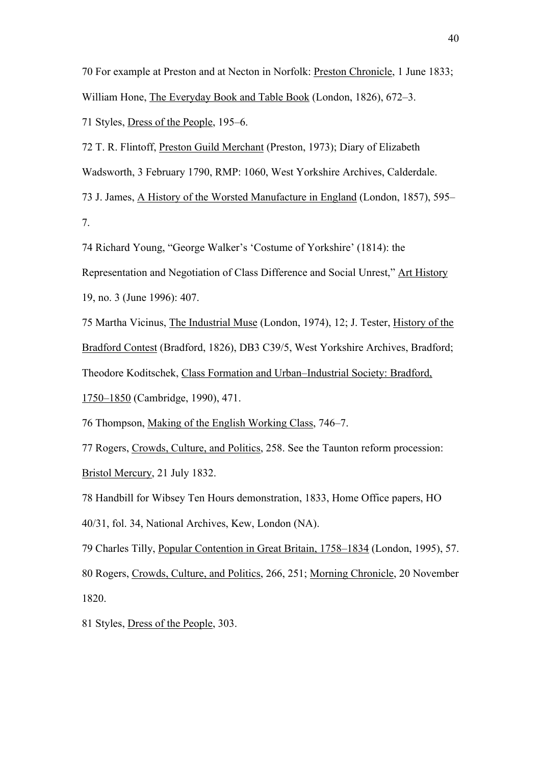70 For example at Preston and at Necton in Norfolk: Preston Chronicle, 1 June 1833; William Hone, The Everyday Book and Table Book (London, 1826), 672–3.

71 Styles, Dress of the People, 195–6.

72 T. R. Flintoff, Preston Guild Merchant (Preston, 1973); Diary of Elizabeth Wadsworth, 3 February 1790, RMP: 1060, West Yorkshire Archives, Calderdale.

73 J. James, A History of the Worsted Manufacture in England (London, 1857), 595–7.

74 Richard Young, "George Walker's 'Costume of Yorkshire' (1814): the Representation and Negotiation of Class Difference and Social Unrest," Art History 19, no. 3 (June 1996): 407.

75 Martha Vicinus, The Industrial Muse (London, 1974), 12; J. Tester, History of the Bradford Contest (Bradford, 1826), DB3 C39/5, West Yorkshire Archives, Bradford; Theodore Koditschek, Class Formation and Urban–Industrial Society: Bradford, 1750–1850 (Cambridge, 1990), 471.

76 Thompson, Making of the English Working Class, 746–7.

77 Rogers, Crowds, Culture, and Politics, 258. See the Taunton reform procession: Bristol Mercury, 21 July 1832.

78 Handbill for Wibsey Ten Hours demonstration, 1833, Home Office papers, HO 40/31, fol. 34, National Archives, Kew, London (NA).

79 Charles Tilly, Popular Contention in Great Britain, 1758–1834 (London, 1995), 57.

80 Rogers, Crowds, Culture, and Politics, 266, 251; Morning Chronicle, 20 November 1820.

81 Styles, Dress of the People, 303.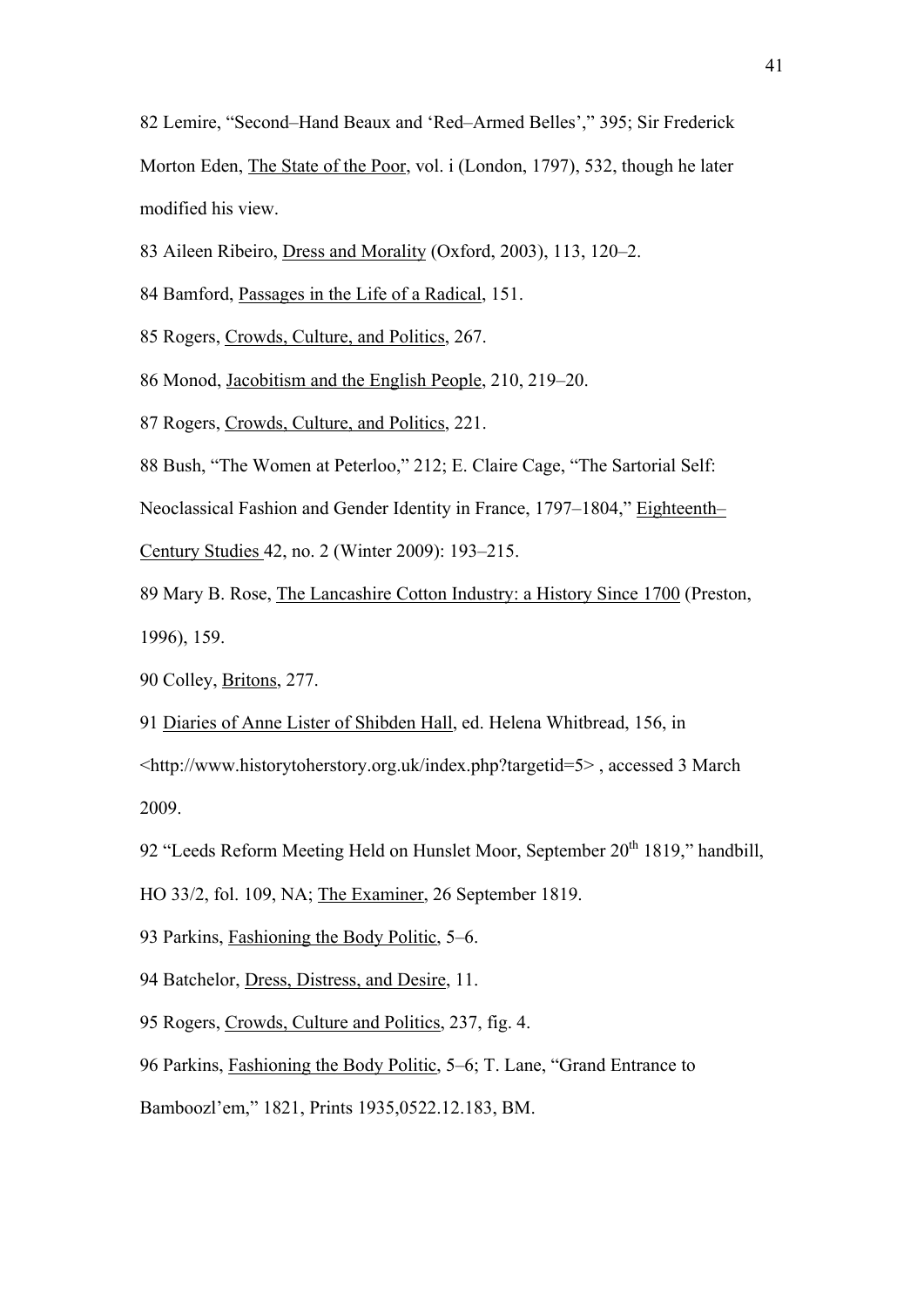82 Lemire, "Second–Hand Beaux and 'Red–Armed Belles'," 395; Sir Frederick Morton Eden, The State of the Poor, vol. i (London, 1797), 532, though he later modified his view.

83 Aileen Ribeiro, Dress and Morality (Oxford, 2003), 113, 120–2.

84 Bamford, Passages in the Life of a Radical, 151.

85 Rogers, Crowds, Culture, and Politics, 267.

86 Monod, Jacobitism and the English People, 210, 219–20.

87 Rogers, Crowds, Culture, and Politics, 221.

88 Bush, "The Women at Peterloo," 212; E. Claire Cage, "The Sartorial Self: Neoclassical Fashion and Gender Identity in France, 1797–1804," Eighteenth–Century Studies 42, no. 2 (Winter 2009): 193–215.

89 Mary B. Rose, The Lancashire Cotton Industry: a History Since 1700 (Preston, 1996), 159.

90 Colley, Britons, 277.

91 Diaries of Anne Lister of Shibden Hall, ed. Helena Whitbread, 156, in <http://www.historytoherstory.org.uk/index.php?targetid=5> , accessed 3 March 2009.

92 "Leeds Reform Meeting Held on Hunslet Moor, September 20th 1819," handbill, HO 33/2, fol. 109, NA; The Examiner, 26 September 1819.

93 Parkins, Fashioning the Body Politic, 5–6.

94 Batchelor, Dress, Distress, and Desire, 11.

95 Rogers, Crowds, Culture and Politics, 237, fig. 4.

96 Parkins, Fashioning the Body Politic, 5–6; T. Lane, "Grand Entrance to Bamboozl'em," 1821, Prints 1935,0522.12.183, BM.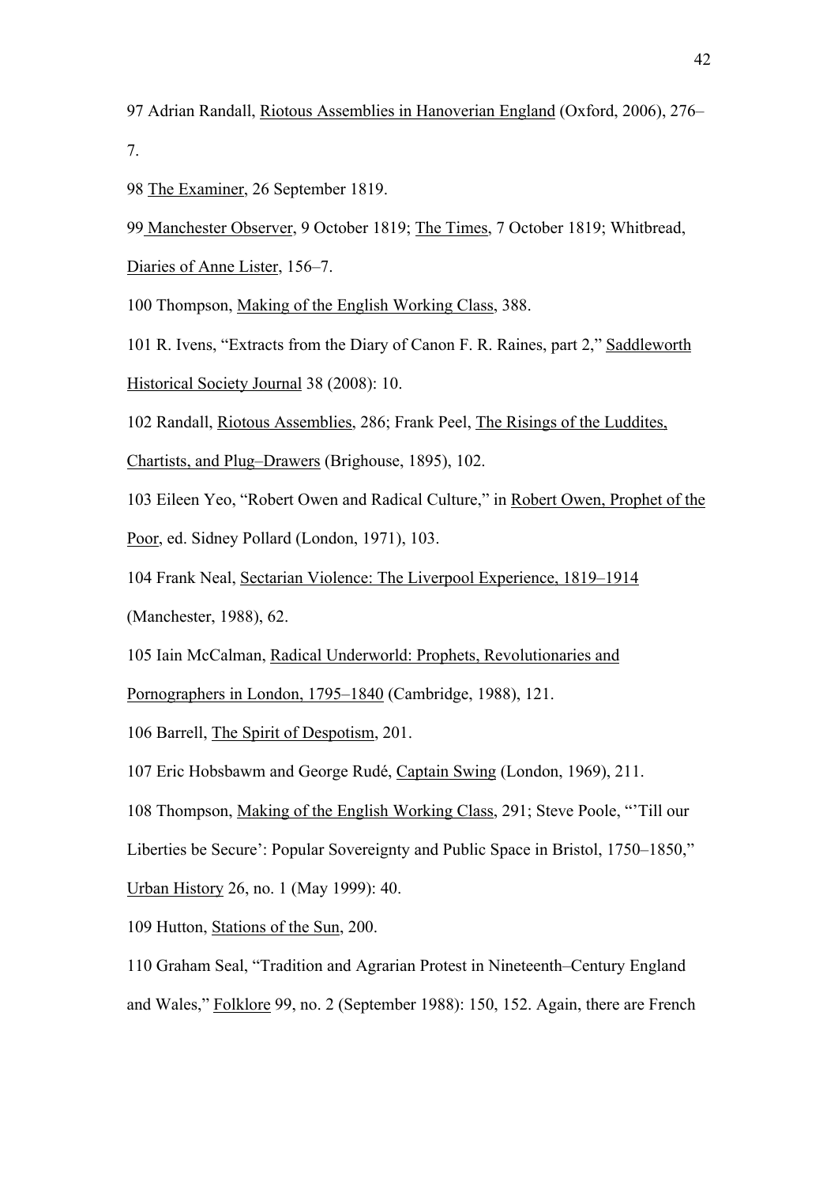97 Adrian Randall, Riotous Assemblies in Hanoverian England (Oxford, 2006), 276–7.

98 The Examiner, 26 September 1819.

99 Manchester Observer, 9 October 1819; The Times, 7 October 1819; Whitbread, Diaries of Anne Lister, 156–7.

100 Thompson, Making of the English Working Class, 388.

101 R. Ivens, "Extracts from the Diary of Canon F. R. Raines, part 2," Saddleworth Historical Society Journal 38 (2008): 10.

102 Randall, Riotous Assemblies, 286; Frank Peel, The Risings of the Luddites, Chartists, and Plug–Drawers (Brighouse, 1895), 102.

103 Eileen Yeo, "Robert Owen and Radical Culture," in Robert Owen, Prophet of the Poor, ed. Sidney Pollard (London, 1971), 103.

104 Frank Neal, Sectarian Violence: The Liverpool Experience, 1819–1914 (Manchester, 1988), 62.

105 Iain McCalman, Radical Underworld: Prophets, Revolutionaries and Pornographers in London, 1795–1840 (Cambridge, 1988), 121.

106 Barrell, The Spirit of Despotism, 201.

107 Eric Hobsbawm and George Rudé, Captain Swing (London, 1969), 211.

108 Thompson, Making of the English Working Class, 291; Steve Poole, "'Till our Liberties be Secure': Popular Sovereignty and Public Space in Bristol, 1750–1850," Urban History 26, no. 1 (May 1999): 40.

109 Hutton, Stations of the Sun, 200.

110 Graham Seal, "Tradition and Agrarian Protest in Nineteenth–Century England and Wales," Folklore 99, no. 2 (September 1988): 150, 152. Again, there are French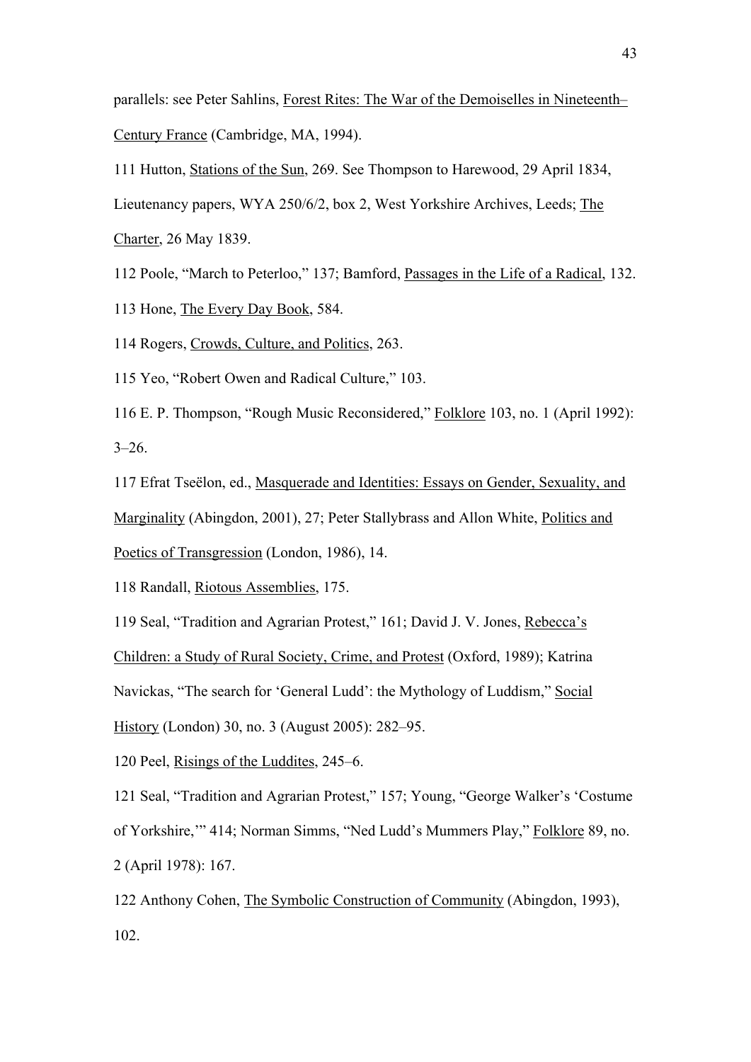parallels: see Peter Sahlins, Forest Rites: The War of the Demoiselles in Nineteenth–Century France (Cambridge, MA, 1994).

111 Hutton, Stations of the Sun, 269. See Thompson to Harewood, 29 April 1834, Lieutenancy papers, WYA 250/6/2, box 2, West Yorkshire Archives, Leeds; The Charter, 26 May 1839.

112 Poole, "March to Peterloo," 137; Bamford, Passages in the Life of a Radical, 132.

113 Hone, The Every Day Book, 584.

114 Rogers, Crowds, Culture, and Politics, 263.

115 Yeo, "Robert Owen and Radical Culture," 103.

116 E. P. Thompson, "Rough Music Reconsidered," Folklore 103, no. 1 (April 1992): 3–26.

117 Efrat Tseëlon, ed., Masquerade and Identities: Essays on Gender, Sexuality, and Marginality (Abingdon, 2001), 27; Peter Stallybrass and Allon White, Politics and Poetics of Transgression (London, 1986), 14.

118 Randall, Riotous Assemblies, 175.

119 Seal, "Tradition and Agrarian Protest," 161; David J. V. Jones, Rebecca's Children: a Study of Rural Society, Crime, and Protest (Oxford, 1989); Katrina Navickas, "The search for 'General Ludd': the Mythology of Luddism," Social History (London) 30, no. 3 (August 2005): 282–95.

120 Peel, Risings of the Luddites, 245–6.

121 Seal, "Tradition and Agrarian Protest," 157; Young, "George Walker's 'Costume of Yorkshire,'" 414; Norman Simms, "Ned Ludd's Mummers Play," Folklore 89, no. 2 (April 1978): 167.

122 Anthony Cohen, The Symbolic Construction of Community (Abingdon, 1993), 102.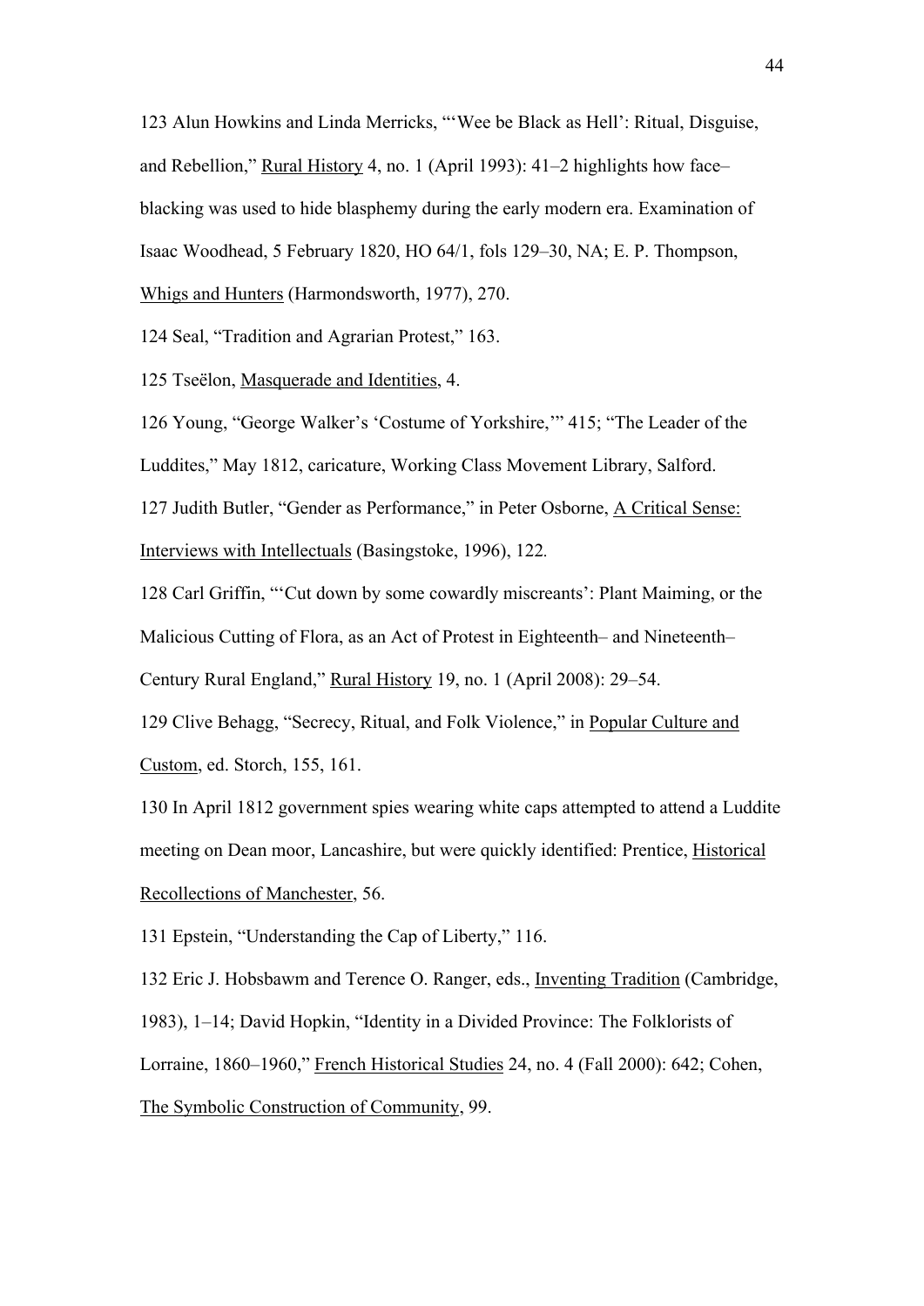123 Alun Howkins and Linda Merricks, "'Wee be Black as Hell': Ritual, Disguise, and Rebellion," Rural History 4, no. 1 (April 1993): 41–2 highlights how face–blacking was used to hide blasphemy during the early modern era. Examination of Isaac Woodhead, 5 February 1820, HO 64/1, fols 129–30, NA; E. P. Thompson, Whigs and Hunters (Harmondsworth, 1977), 270.

124 Seal, "Tradition and Agrarian Protest," 163.

125 Tseëlon, Masquerade and Identities, 4.

126 Young, "George Walker's 'Costume of Yorkshire,'" 415; "The Leader of the Luddites," May 1812, caricature, Working Class Movement Library, Salford.

127 Judith Butler, "Gender as Performance," in Peter Osborne, A Critical Sense: Interviews with Intellectuals (Basingstoke, 1996), 122.

128 Carl Griffin, "'Cut down by some cowardly miscreants': Plant Maiming, or the Malicious Cutting of Flora, as an Act of Protest in Eighteenth– and Nineteenth–Century Rural England," Rural History 19, no. 1 (April 2008): 29–54.

129 Clive Behagg, "Secrecy, Ritual, and Folk Violence," in Popular Culture and Custom, ed. Storch, 155, 161.

130 In April 1812 government spies wearing white caps attempted to attend a Luddite meeting on Dean moor, Lancashire, but were quickly identified: Prentice, Historical Recollections of Manchester, 56.

131 Epstein, "Understanding the Cap of Liberty," 116.

132 Eric J. Hobsbawm and Terence O. Ranger, eds., Inventing Tradition (Cambridge, 1983), 1–14; David Hopkin, "Identity in a Divided Province: The Folklorists of Lorraine, 1860–1960," French Historical Studies 24, no. 4 (Fall 2000): 642; Cohen, The Symbolic Construction of Community, 99.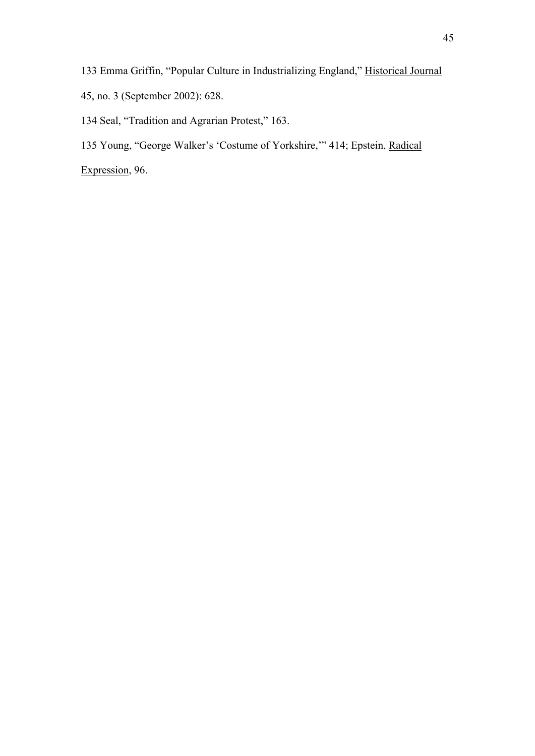133 Emma Griffin, “Popular Culture in Industrializing England,” Historical Journal 45, no. 3 (September 2002): 628.

134 Seal, “Tradition and Agrarian Protest,” 163.

135 Young, “George Walker’s ‘Costume of Yorkshire,’” 414; Epstein, Radical Expression, 96.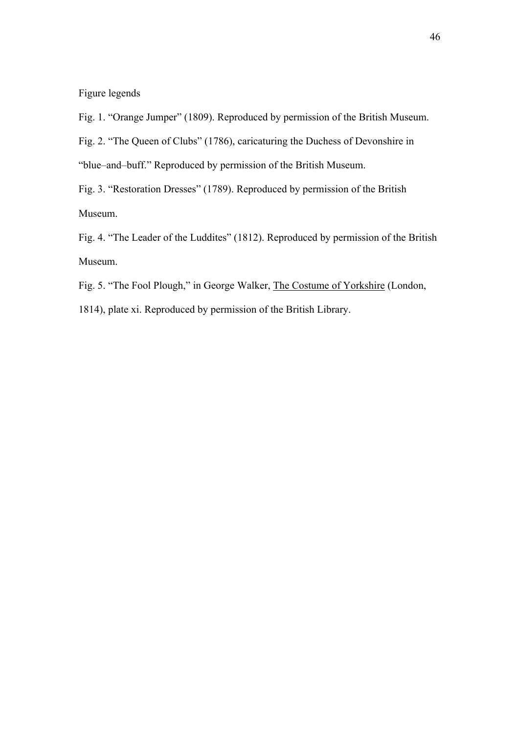Figure legends

Fig. 1. "Orange Jumper" (1809). Reproduced by permission of the British Museum.

Fig. 2. "The Queen of Clubs" (1786), caricaturing the Duchess of Devonshire in "blue–and–buff." Reproduced by permission of the British Museum.

Fig. 3. "Restoration Dresses" (1789). Reproduced by permission of the British Museum.

Fig. 4. "The Leader of the Luddites" (1812). Reproduced by permission of the British Museum.

Fig. 5. "The Fool Plough," in George Walker, The Costume of Yorkshire (London, 1814), plate xi. Reproduced by permission of the British Library.